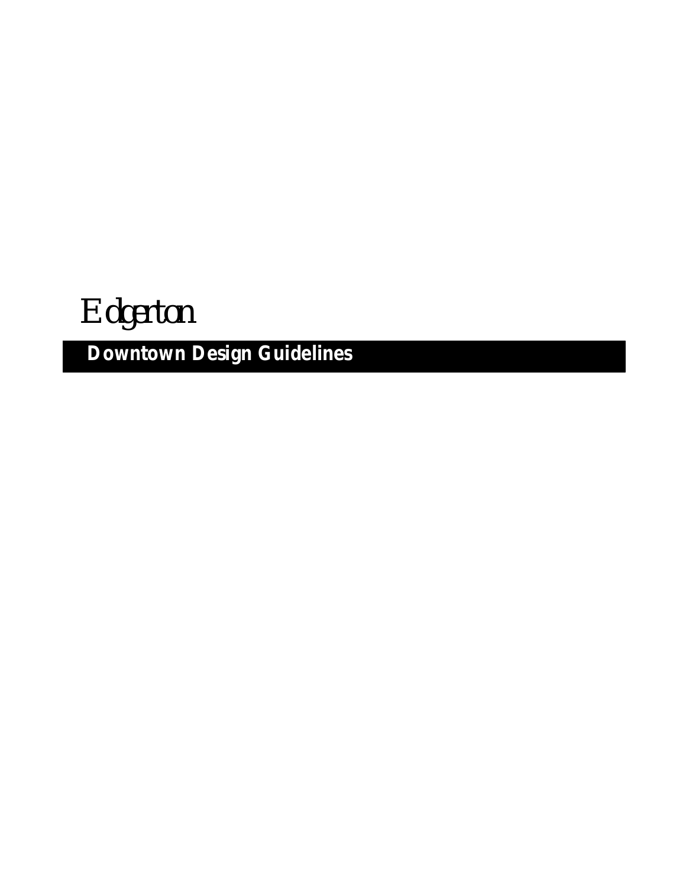# Edgerton

## Downtown Design Guidelines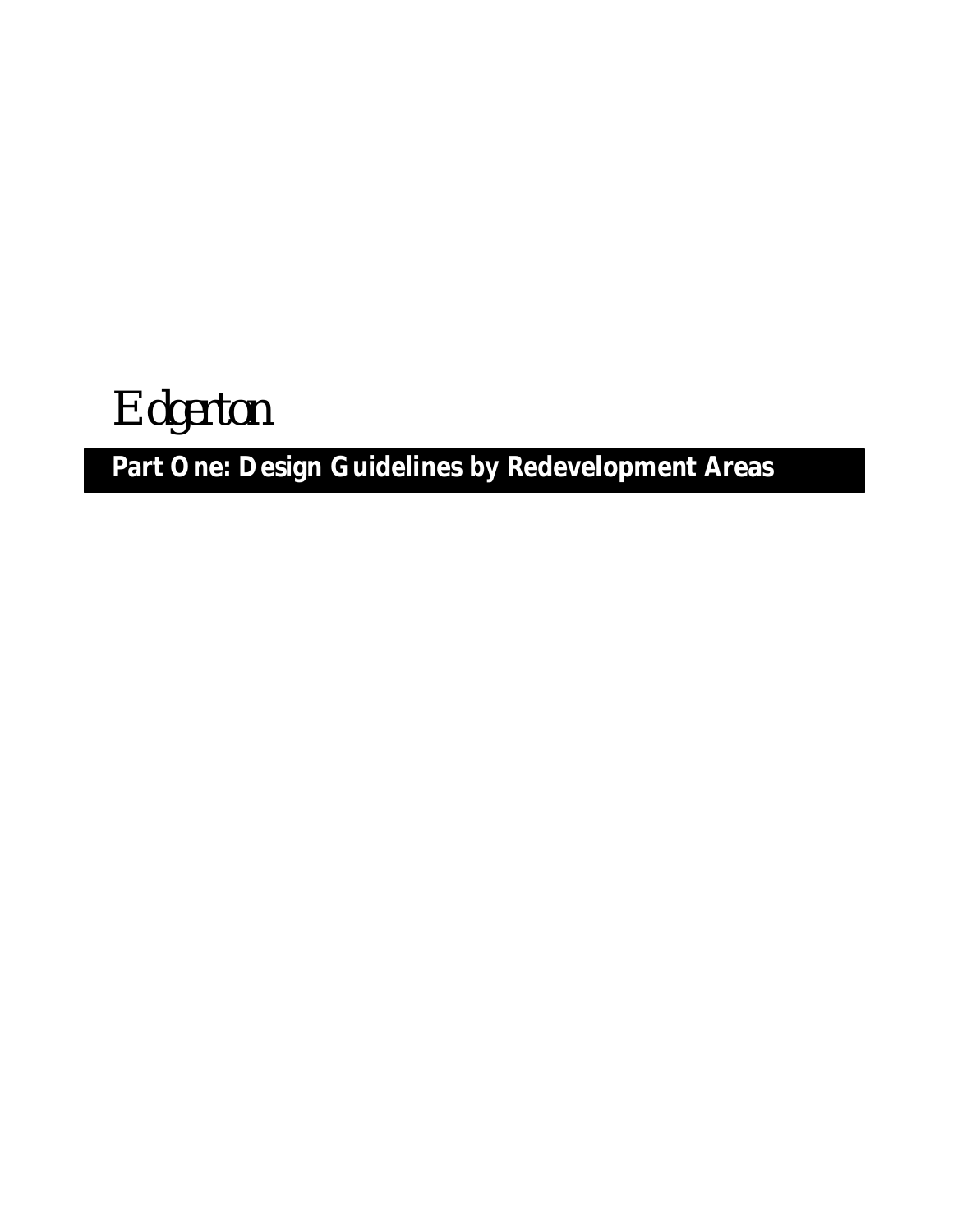# Edgerton

## Part One: Design Guidelines by Redevelopment Areas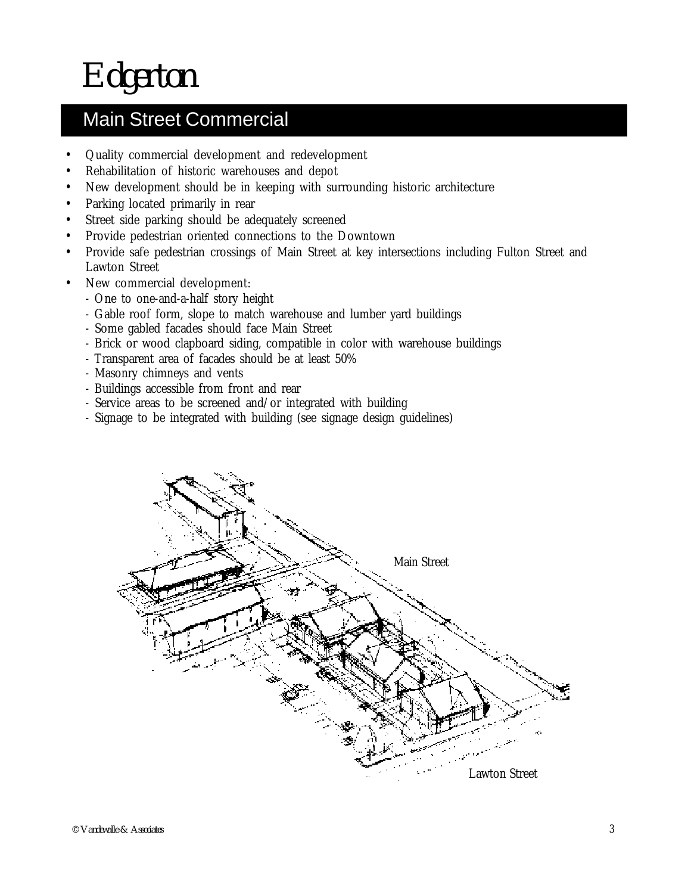# Edgerton

## Main Street Commercial

- Quality commercial development and redevelopment
- Rehabilitation of historic warehouses and depot
- New development should be in keeping with surrounding historic architecture
- Parking located primarily in rear
- Street side parking should be adequately screened
- Provide pedestrian oriented connections to the Downtown
- Provide safe pedestrian crossings of Main Street at key intersections including Fulton Street and Lawton Street
- New commercial development:
  - One to one-and-a-half story height
  - Gable roof form, slope to match warehouse and lumber yard buildings
  - Some gabled facades should face Main Street
  - Brick or wood clapboard siding, compatible in color with warehouse buildings
  - Transparent area of facades should be at least 50%
  - Masonry chimneys and vents
  - Buildings accessible from front and rear
  - Service areas to be screened and/or integrated with building
  - Signage to be integrated with building (see signage design guidelines)

Main Street

Lawton Street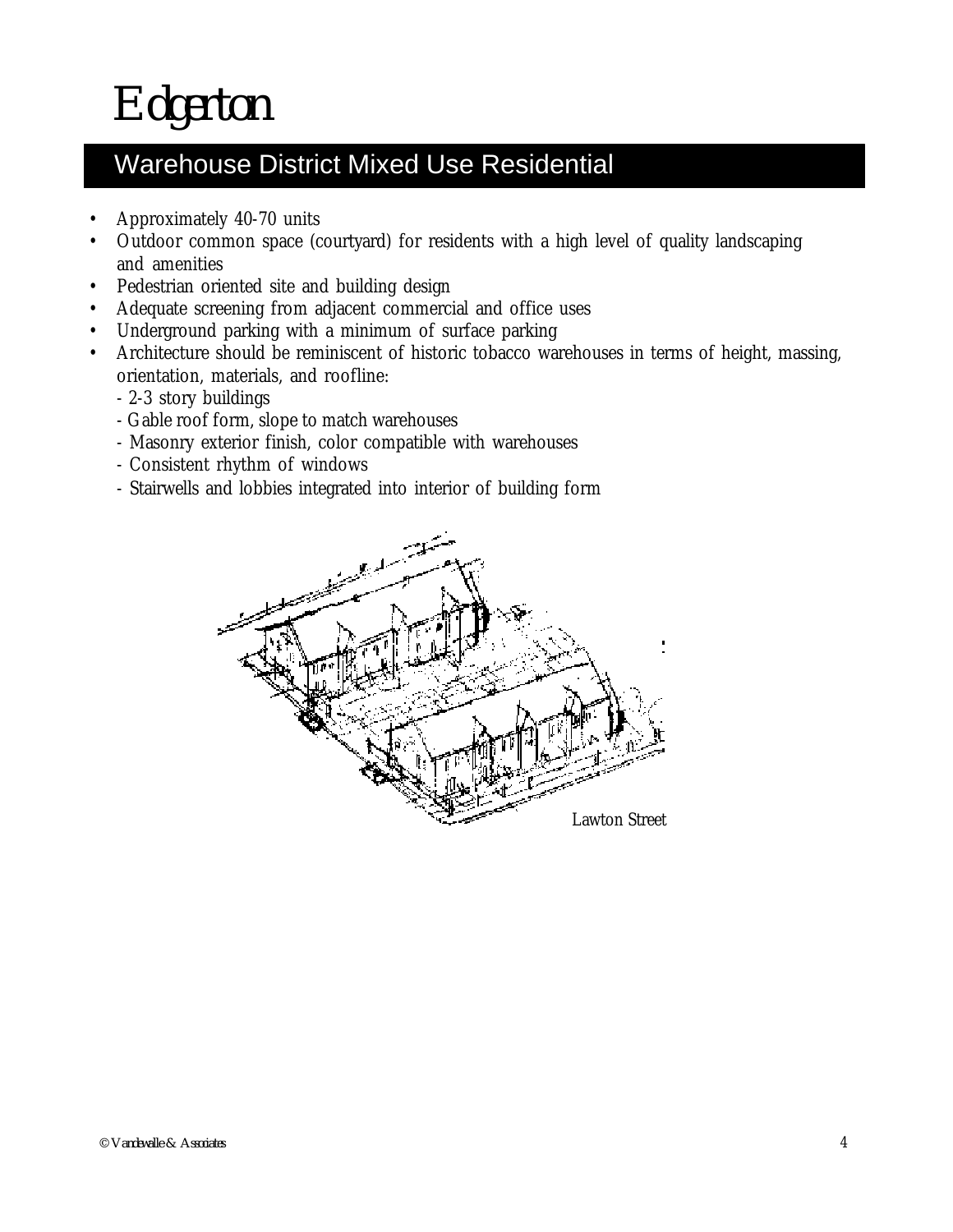# Edgerton

## Warehouse District Mixed Use Residential

- Approximately 40-70 units
- Outdoor common space (courtyard) for residents with a high level of quality landscaping and amenities
- Pedestrian oriented site and building design
- Adequate screening from adjacent commercial and office uses
- Underground parking with a minimum of surface parking
- Architecture should be reminiscent of historic tobacco warehouses in terms of height, massing, orientation, materials, and roofline:
  - 2-3 story buildings
  - Gable roof form, slope to match warehouses
  - Masonry exterior finish, color compatible with warehouses
  - Consistent rhythm of windows
  - Stairwells and lobbies integrated into interior of building form

Lawton Street

© Vandewalle & Associates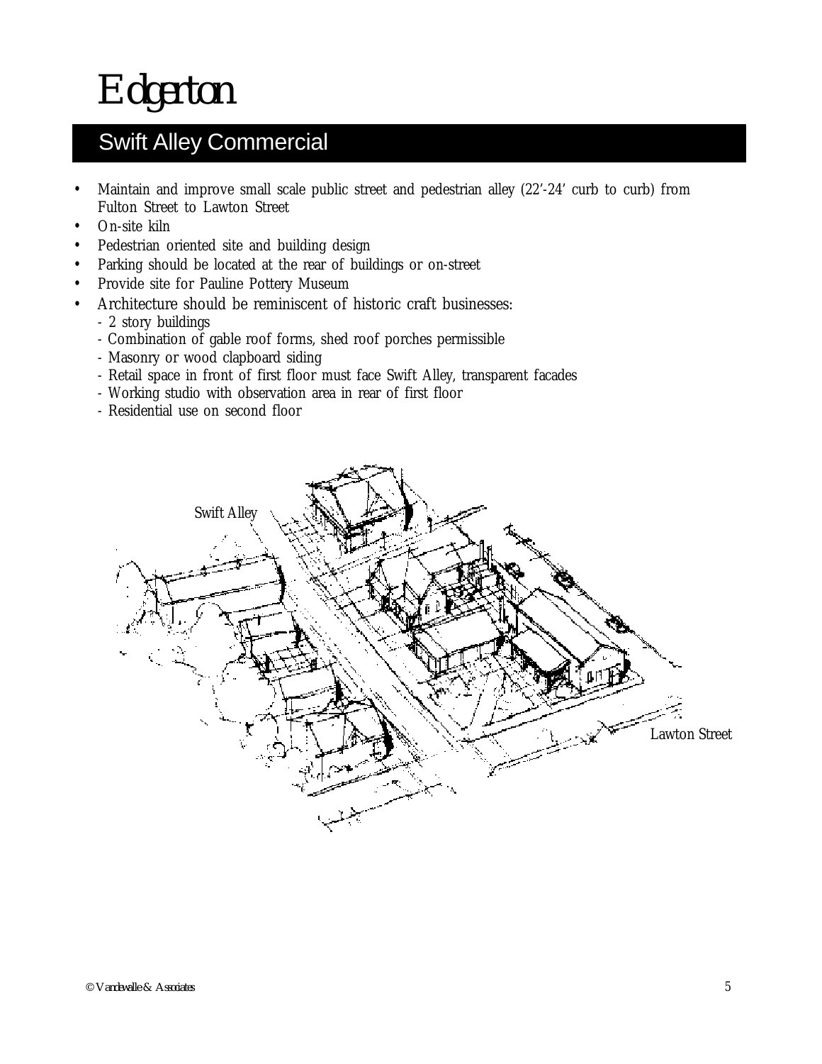# Edgerton

## Swift Alley Commercial

- Maintain and improve small scale public street and pedestrian alley (22'-24' curb to curb) from Fulton Street to Lawton Street
- On-site kiln
- Pedestrian oriented site and building design
- Parking should be located at the rear of buildings or on-street
- Provide site for Pauline Pottery Museum
- Architecture should be reminiscent of historic craft businesses:
  - 2 story buildings
  - Combination of gable roof forms, shed roof porches permissible
  - Masonry or wood clapboard siding
  - Retail space in front of first floor must face Swift Alley, transparent facades
  - Working studio with observation area in rear of first floor
  - Residential use on second floor

Swift Alley

Lawton Street

© Vandewalle & Associates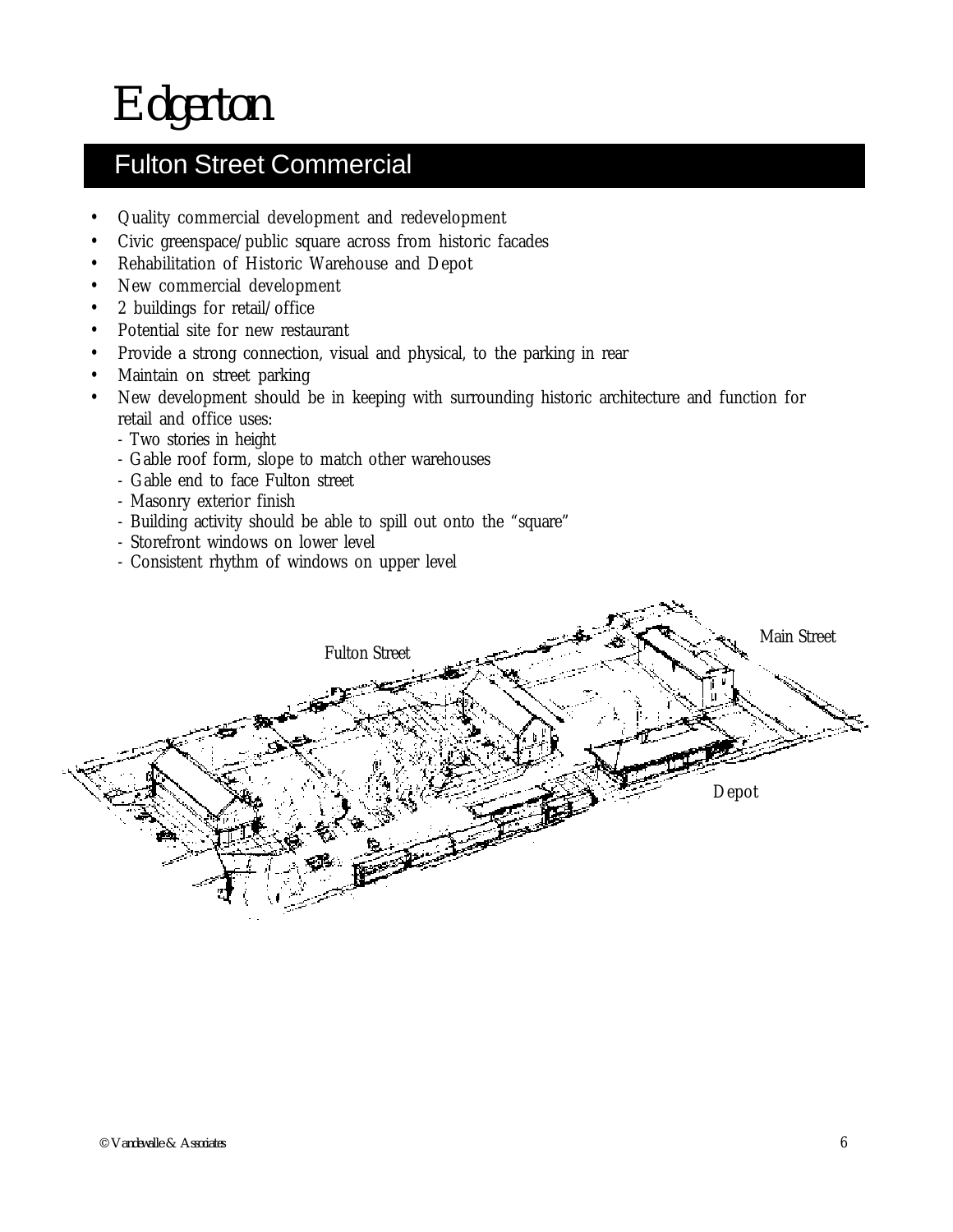# Edgerton

## Fulton Street Commercial

- Quality commercial development and redevelopment
- Civic greenspace/public square across from historic facades
- Rehabilitation of Historic Warehouse and Depot
- New commercial development
- 2 buildings for retail/office
- Potential site for new restaurant
- Provide a strong connection, visual and physical, to the parking in rear
- Maintain on street parking
- New development should be in keeping with surrounding historic architecture and function for retail and office uses:
  - Two stories in height
  - Gable roof form, slope to match other warehouses
  - Gable end to face Fulton street
  - Masonry exterior finish
  - Building activity should be able to spill out onto the "square"
  - Storefront windows on lower level
  - Consistent rhythm of windows on upper level

Fulton Street

Main Street

Depot

© Vandewalle & Associates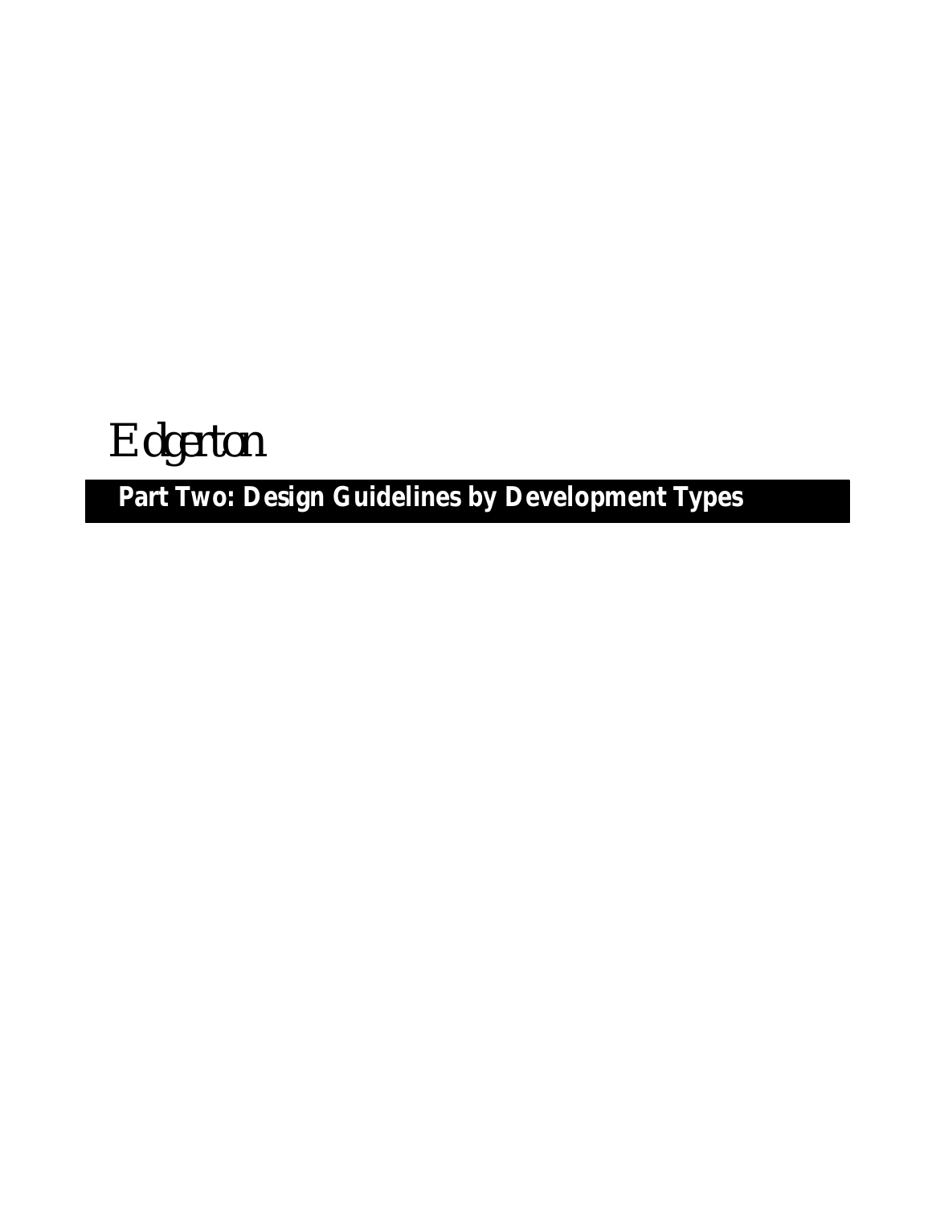# Edgerton

## Part Two: Design Guidelines by Development Types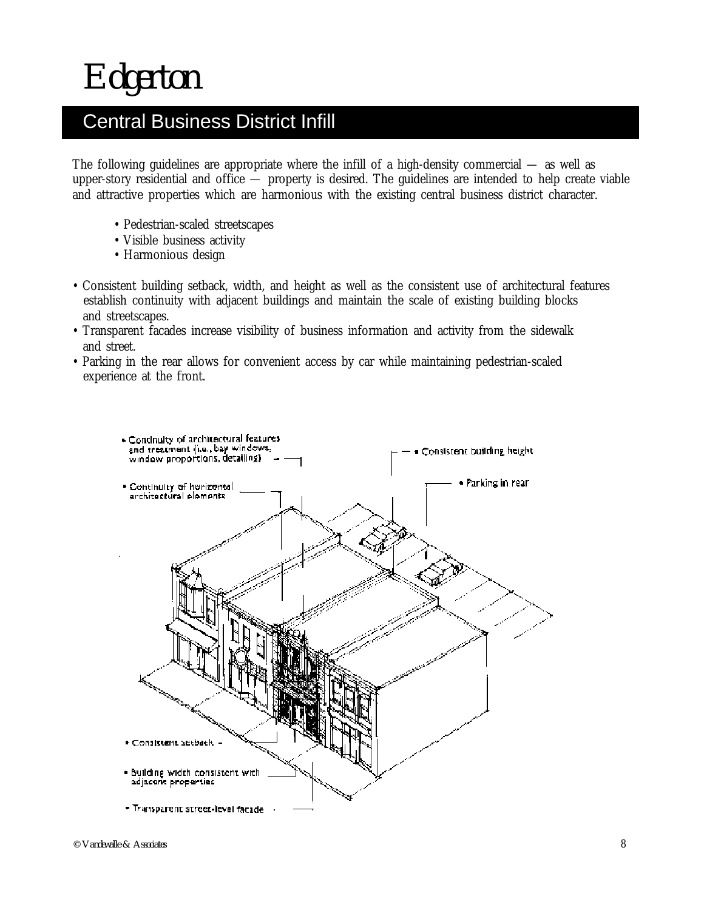# Edgerton

## Central Business District Infill

The following guidelines are appropriate where the infill of a high-density commercial — as well as upper-story residential and office — property is desired. The guidelines are intended to help create viable and attractive properties which are harmonious with the existing central business district character.

- Pedestrian-scaled streetscapes
- Visible business activity
- Harmonious design

- Consistent building setback, width, and height as well as the consistent use of architectural features establish continuity with adjacent buildings and maintain the scale of existing building blocks and streetscapes.
- Transparent facades increase visibility of business information and activity from the sidewalk and street.
- Parking in the rear allows for convenient access by car while maintaining pedestrian-scaled experience at the front.

- Continuity of architectural features and treatment (i.e., bay windows, window proportions, detailing)
- Continuity of horizontal architectural elements
- Consistent building height
- Parking in rear
- Consistent setback
- Building width consistent with adjacent properties
- Transparent street-level facade

© Vandewalle & Associates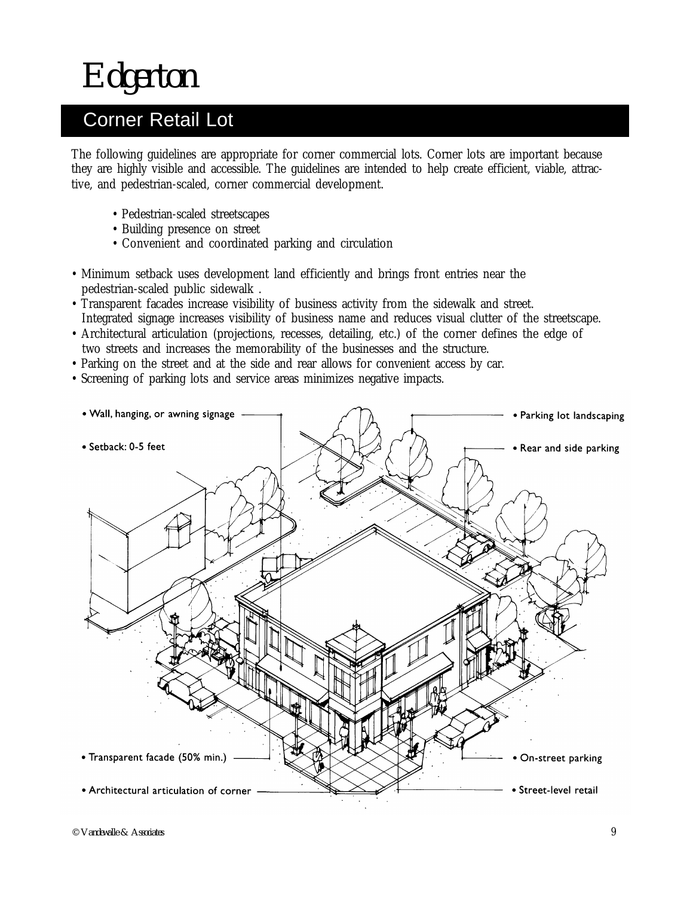# Edgerton

## Corner Retail Lot

The following guidelines are appropriate for corner commercial lots. Corner lots are important because they are highly visible and accessible. The guidelines are intended to help create efficient, viable, attractive, and pedestrian-scaled, corner commercial development.

- Pedestrian-scaled streetscapes
- Building presence on street
- Convenient and coordinated parking and circulation

- Minimum setback uses development land efficiently and brings front entries near the pedestrian-scaled public sidewalk .
- Transparent facades increase visibility of business activity from the sidewalk and street. Integrated signage increases visibility of business name and reduces visual clutter of the streetscape.
- Architectural articulation (projections, recesses, detailing, etc.) of the corner defines the edge of two streets and increases the memorability of the businesses and the structure.
- Parking on the street and at the side and rear allows for convenient access by car.
- Screening of parking lots and service areas minimizes negative impacts.

- Wall, hanging, or awning signage
- Setback: 0-5 feet
- Parking lot landscaping
- Rear and side parking
- Transparent facade (50% min.)
- Architectural articulation of corner
- On-street parking
- Street-level retail

© Vandewalle & Associates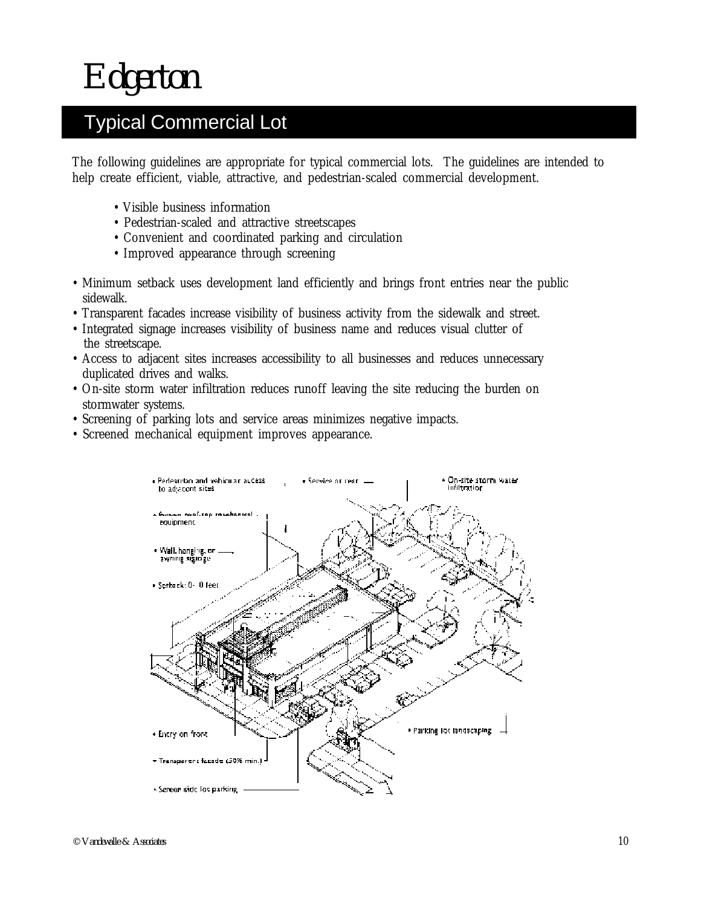# Edgerton

## Typical Commercial Lot

The following guidelines are appropriate for typical commercial lots. The guidelines are intended to help create efficient, viable, attractive, and pedestrian-scaled commercial development.

- Visible business information
- Pedestrian-scaled and attractive streetscapes
- Convenient and coordinated parking and circulation
- Improved appearance through screening

- Minimum setback uses development land efficiently and brings front entries near the public sidewalk.
- Transparent facades increase visibility of business activity from the sidewalk and street.
- Integrated signage increases visibility of business name and reduces visual clutter of the streetscape.
- Access to adjacent sites increases accessibility to all businesses and reduces unnecessary duplicated drives and walks.
- On-site storm water infiltration reduces runoff leaving the site reducing the burden on stormwater systems.
- Screening of parking lots and service areas minimizes negative impacts.
- Screened mechanical equipment improves appearance.

- Pedestrian and vehicular access to adjacent sites
- Service on rear
- On-site storm water infiltration
- Screen roof-top mechanical equipment
- Wall, hanging, or awning signage
- Setback: 0- 0 feet
- Entry on front
- Transparent facade (50% min.)
- Screen side lot parking
- Parking lot landscaping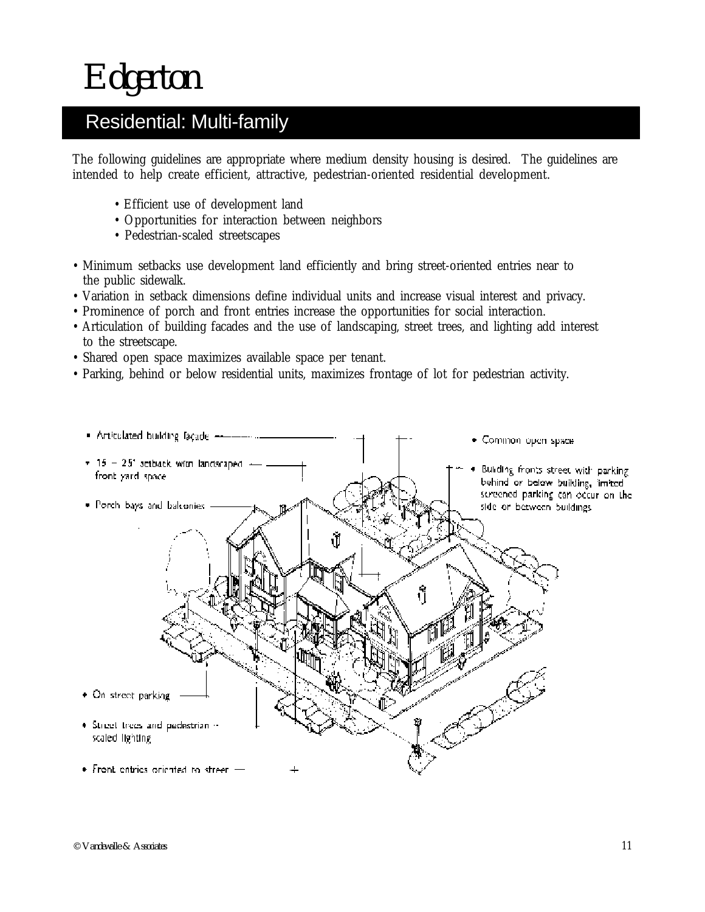## Residential: Multi-family

The following guidelines are appropriate where medium density housing is desired. The guidelines are intended to help create efficient, attractive, pedestrian-oriented residential development.

- Efficient use of development land
- Opportunities for interaction between neighbors
- Pedestrian-scaled streetscapes

- Minimum setbacks use development land efficiently and bring street-oriented entries near to the public sidewalk.
- Variation in setback dimensions define individual units and increase visual interest and privacy.
- Prominence of porch and front entries increase the opportunities for social interaction.
- Articulation of building facades and the use of landscaping, street trees, and lighting add interest to the streetscape.
- Shared open space maximizes available space per tenant.
- Parking, behind or below residential units, maximizes frontage of lot for pedestrian activity.

- Articulated building façade
- 15 – 25' setback with landscaped front yard space
- Porch bays and balconies
- On street parking
- Street trees and pedestrian scaled lighting
- Front entries oriented to street
- Common open space
- Building fronts street with parking behind or below building, limited screened parking can occur on the side or between buildings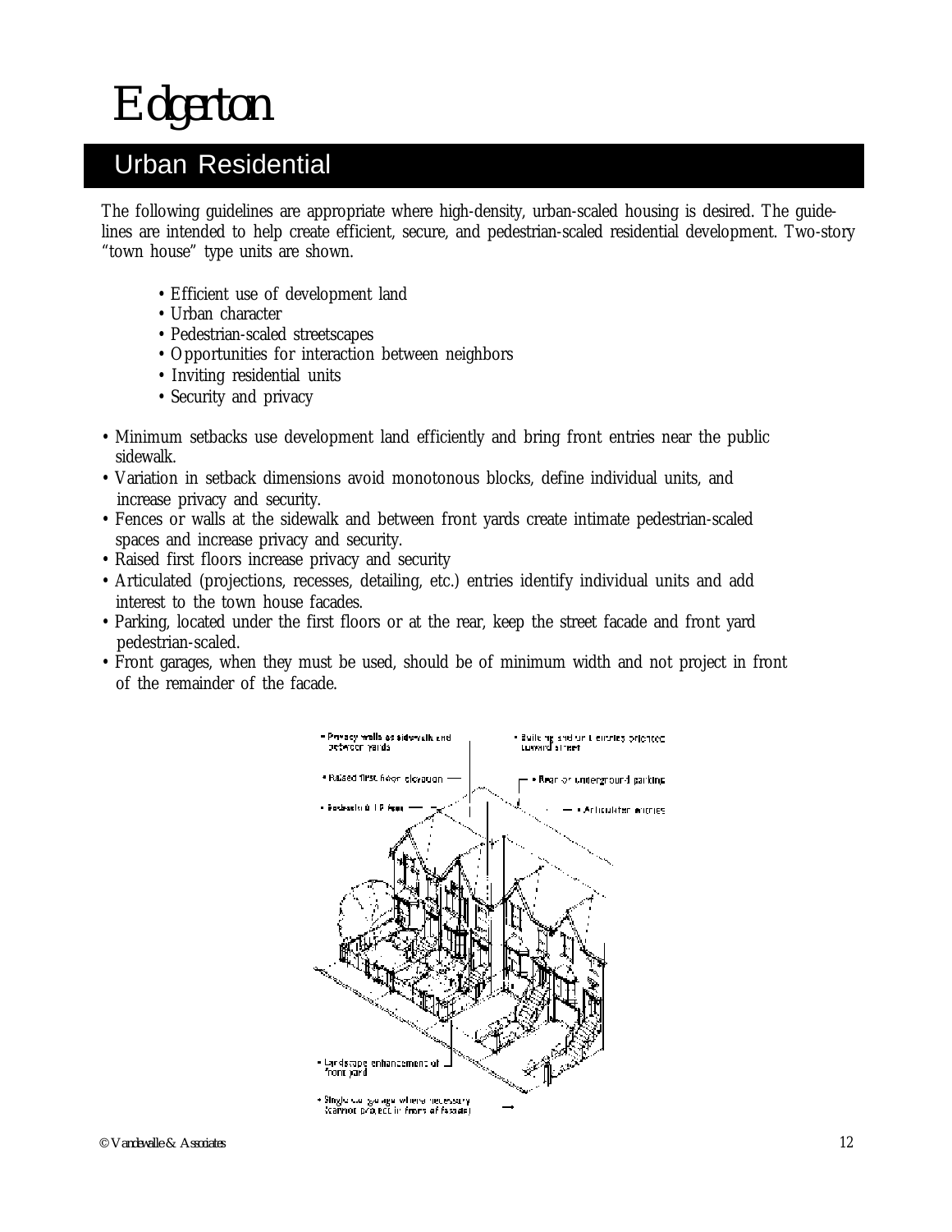# Edgerton

## Urban Residential

The following guidelines are appropriate where high-density, urban-scaled housing is desired. The guidelines are intended to help create efficient, secure, and pedestrian-scaled residential development. Two-story "town house" type units are shown.

- Efficient use of development land
- Urban character
- Pedestrian-scaled streetscapes
- Opportunities for interaction between neighbors
- Inviting residential units
- Security and privacy

- Minimum setbacks use development land efficiently and bring front entries near the public sidewalk.
- Variation in setback dimensions avoid monotonous blocks, define individual units, and increase privacy and security.
- Fences or walls at the sidewalk and between front yards create intimate pedestrian-scaled spaces and increase privacy and security.
- Raised first floors increase privacy and security
- Articulated (projections, recesses, detailing, etc.) entries identify individual units and add interest to the town house facades.
- Parking, located under the first floors or at the rear, keep the street facade and front yard pedestrian-scaled.
- Front garages, when they must be used, should be of minimum width and not project in front of the remainder of the facade.

- Privacy walls at sidewalk and between yards
- Building and unit entries oriented toward street
- Raised first floor elevation
- Rear or underground parking
- Setback 0-10 feet
- Articulated entries
- Landscape enhancement of front yard
- Single car garage where necessary (cannot project in front of facade)

© Vandewalle & Associates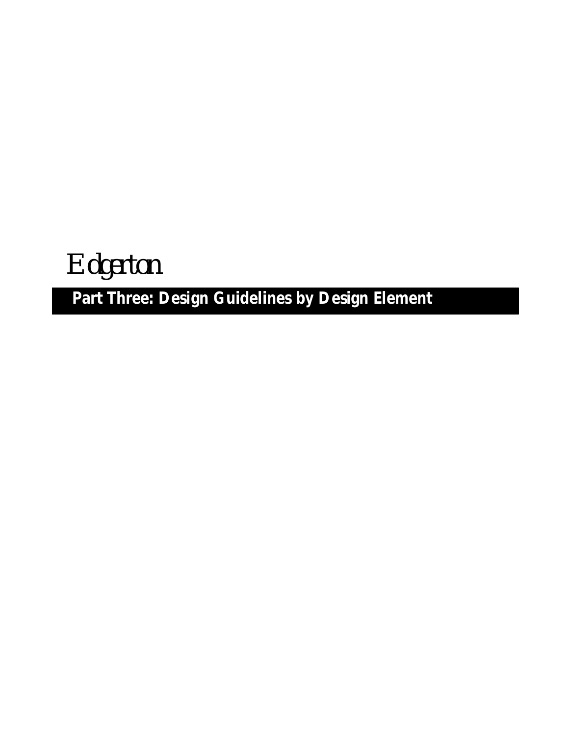Edgerton

# Part Three: Design Guidelines by Design Element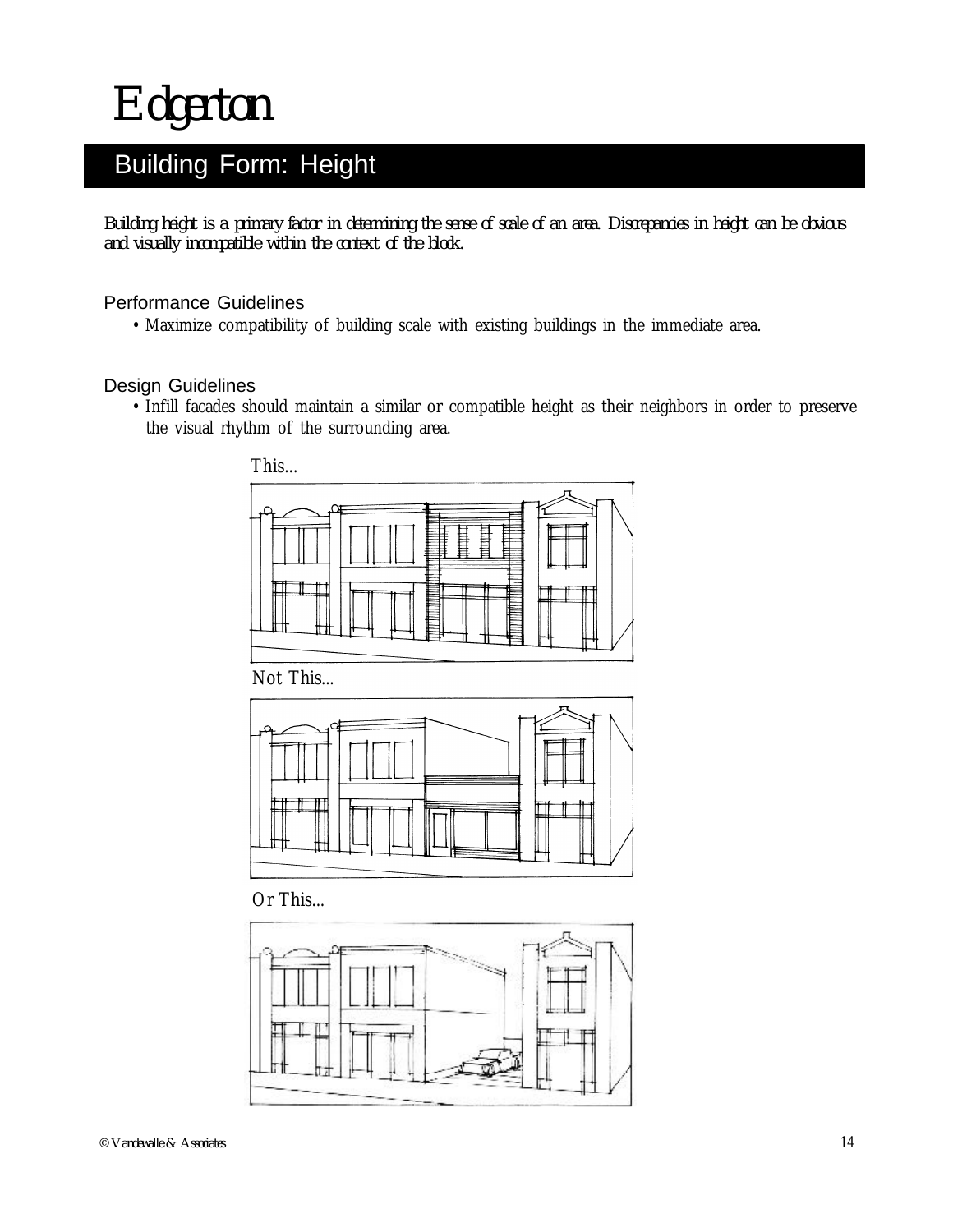# Edgerton

## Building Form: Height

*Building height is a primary factor in determining the sense of scale of an area. Discrepancies in height can be obvious and visually incompatible within the context of the block.*

### Performance Guidelines

- Maximize compatibility of building scale with existing buildings in the immediate area.

### Design Guidelines

- Infill facades should maintain a similar or compatible height as their neighbors in order to preserve the visual rhythm of the surrounding area.

This...

Not This...

Or This...

© Vandewalle & Associates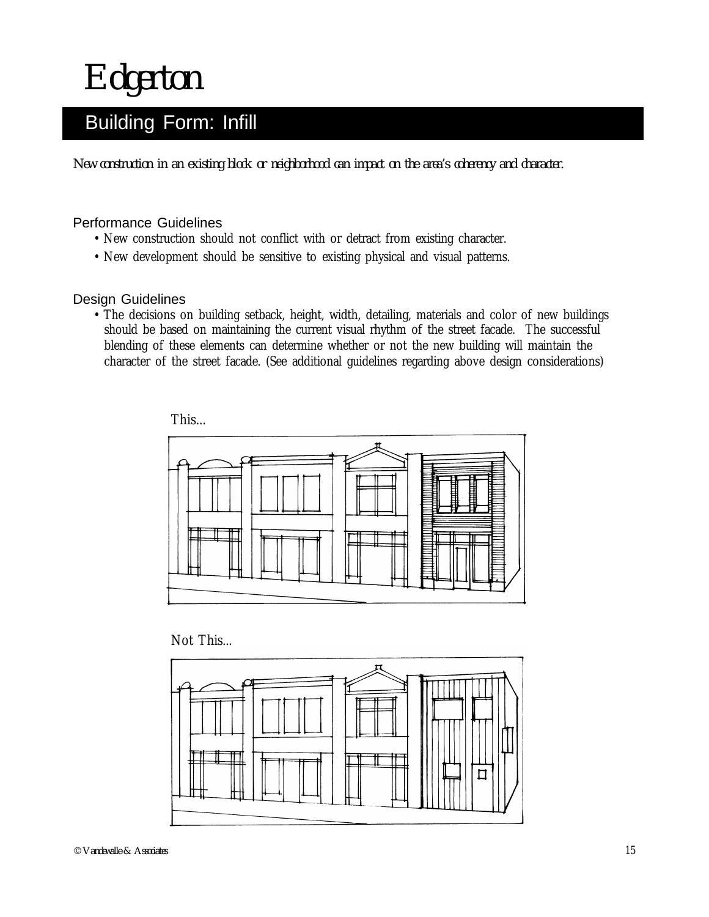# Edgerton

## Building Form: Infill

*New construction in an existing block or neighborhood can impact on the area's coherency and character.*

### Performance Guidelines

- New construction should not conflict with or detract from existing character.
- New development should be sensitive to existing physical and visual patterns.

### Design Guidelines

- The decisions on building setback, height, width, detailing, materials and color of new buildings should be based on maintaining the current visual rhythm of the street facade. The successful blending of these elements can determine whether or not the new building will maintain the character of the street facade. (See additional guidelines regarding above design considerations)

This...

Not This...

© Vandewalle & Associates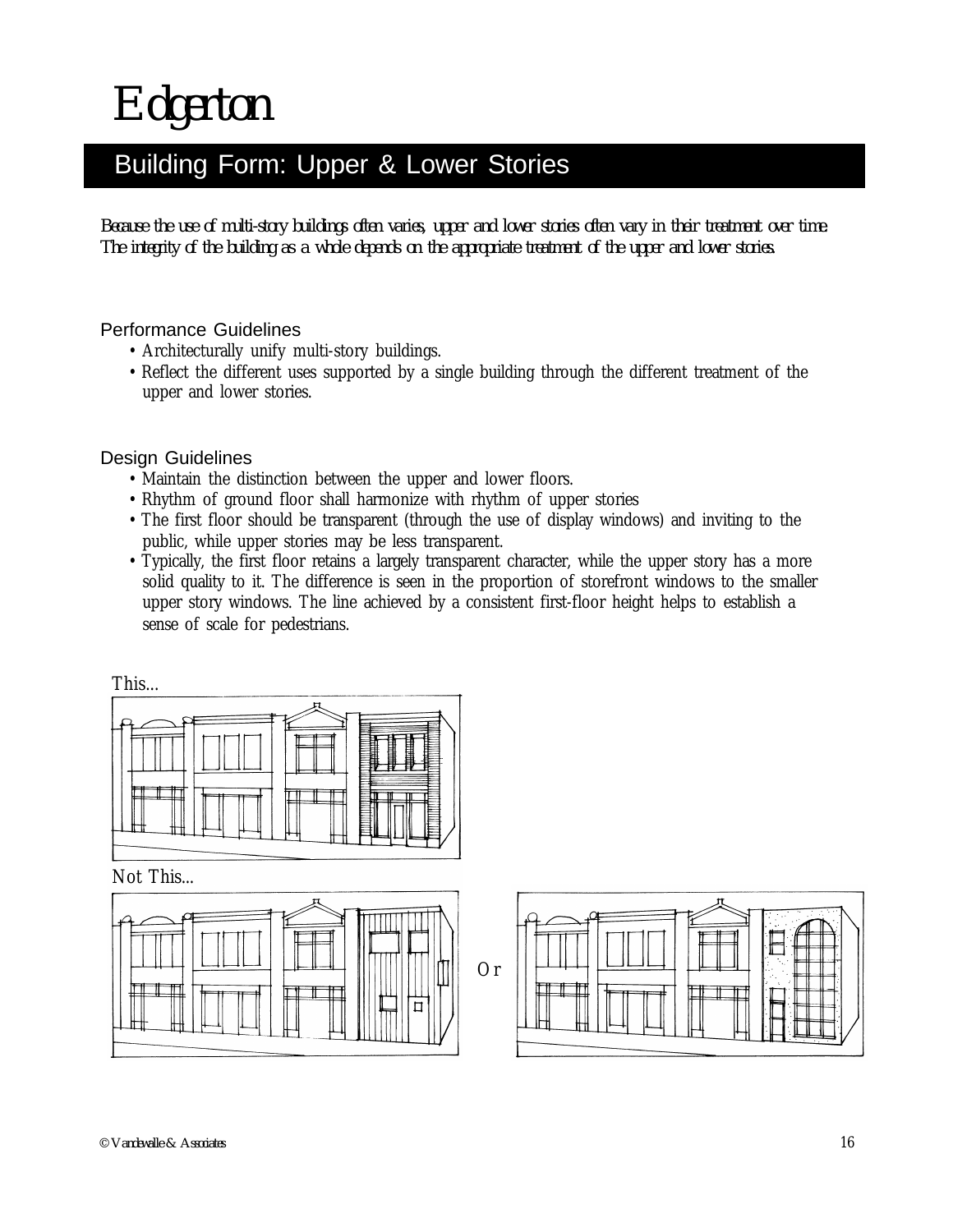# Edgerton

## Building Form: Upper & Lower Stories

*Because the use of multi-story buildings often varies, upper and lower stories often vary in their treatment over time. The integrity of the building as a whole depends on the appropriate treatment of the upper and lower stories.*

### Performance Guidelines

- Architecturally unify multi-story buildings.
- Reflect the different uses supported by a single building through the different treatment of the upper and lower stories.

### Design Guidelines

- Maintain the distinction between the upper and lower floors.
- Rhythm of ground floor shall harmonize with rhythm of upper stories
- The first floor should be transparent (through the use of display windows) and inviting to the public, while upper stories may be less transparent.
- Typically, the first floor retains a largely transparent character, while the upper story has a more solid quality to it. The difference is seen in the proportion of storefront windows to the smaller upper story windows. The line achieved by a consistent first-floor height helps to establish a sense of scale for pedestrians.

This...

Not This...

Or

© Vandewalle & Associates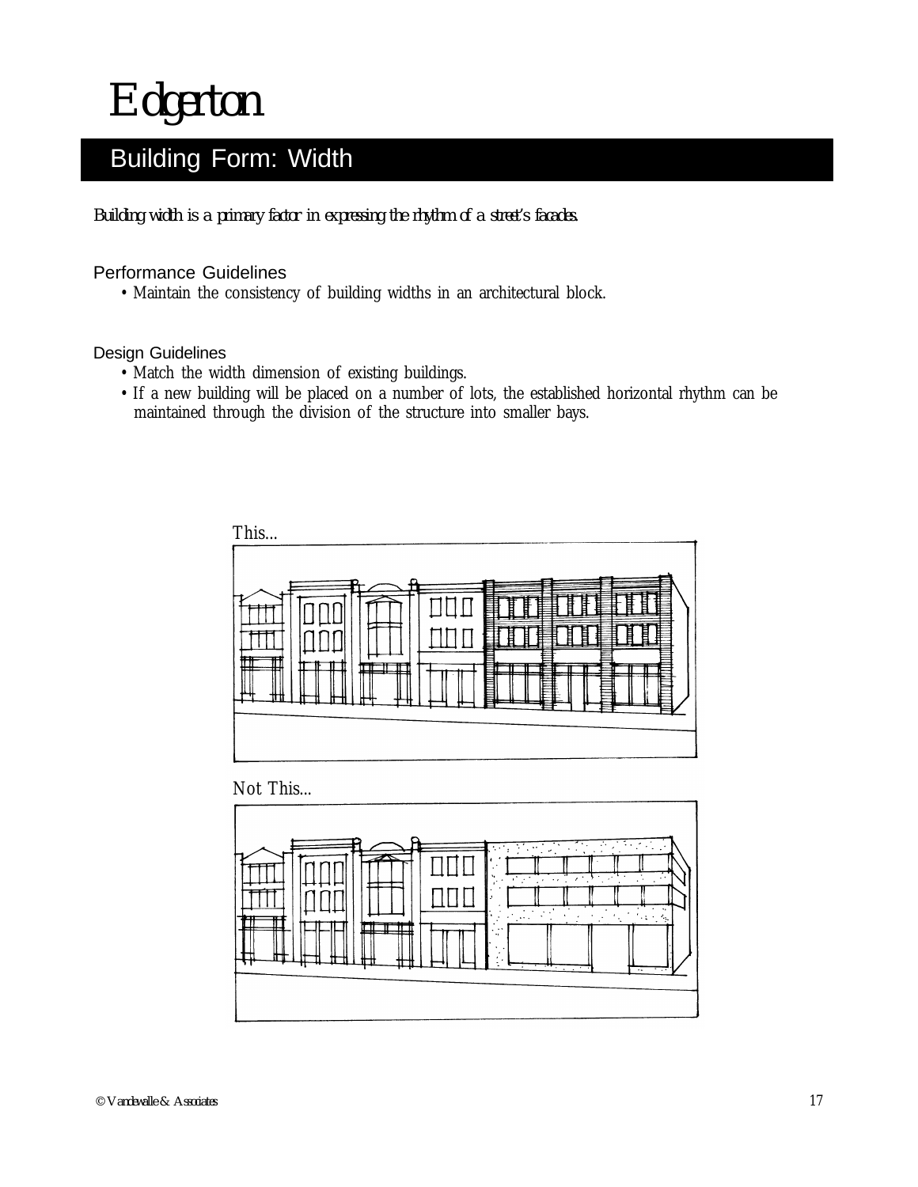# Edgerton

## Building Form: Width

*Building width is a primary factor in expressing the rhythm of a street's facades.*

### Performance Guidelines

- Maintain the consistency of building widths in an architectural block.

### Design Guidelines

- Match the width dimension of existing buildings.
- If a new building will be placed on a number of lots, the established horizontal rhythm can be maintained through the division of the structure into smaller bays.

This...

Not This...

© Vandewalle & Associates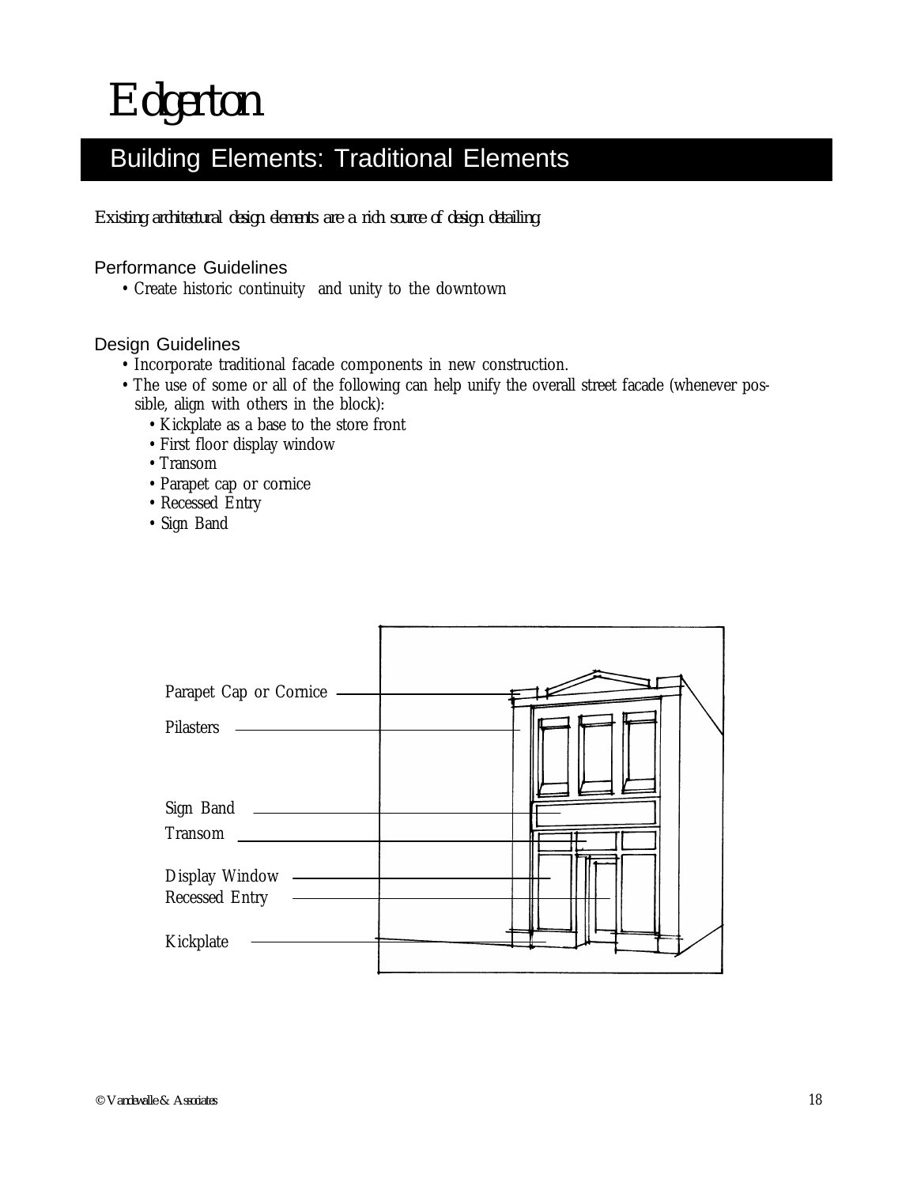# Edgerton

## Building Elements: Traditional Elements

*Existing architectural design elements are a rich source of design detailing*

### Performance Guidelines

- Create historic continuity and unity to the downtown

### Design Guidelines

- Incorporate traditional facade components in new construction.
- The use of some or all of the following can help unify the overall street facade (whenever possible, align with others in the block):
  - Kickplate as a base to the store front
  - First floor display window
  - Transom
  - Parapet cap or cornice
  - Recessed Entry
  - Sign Band

Parapet Cap or Cornice

Pilasters

Sign Band

Transom

Display Window

Recessed Entry

Kickplate

© Vandewalle & Associates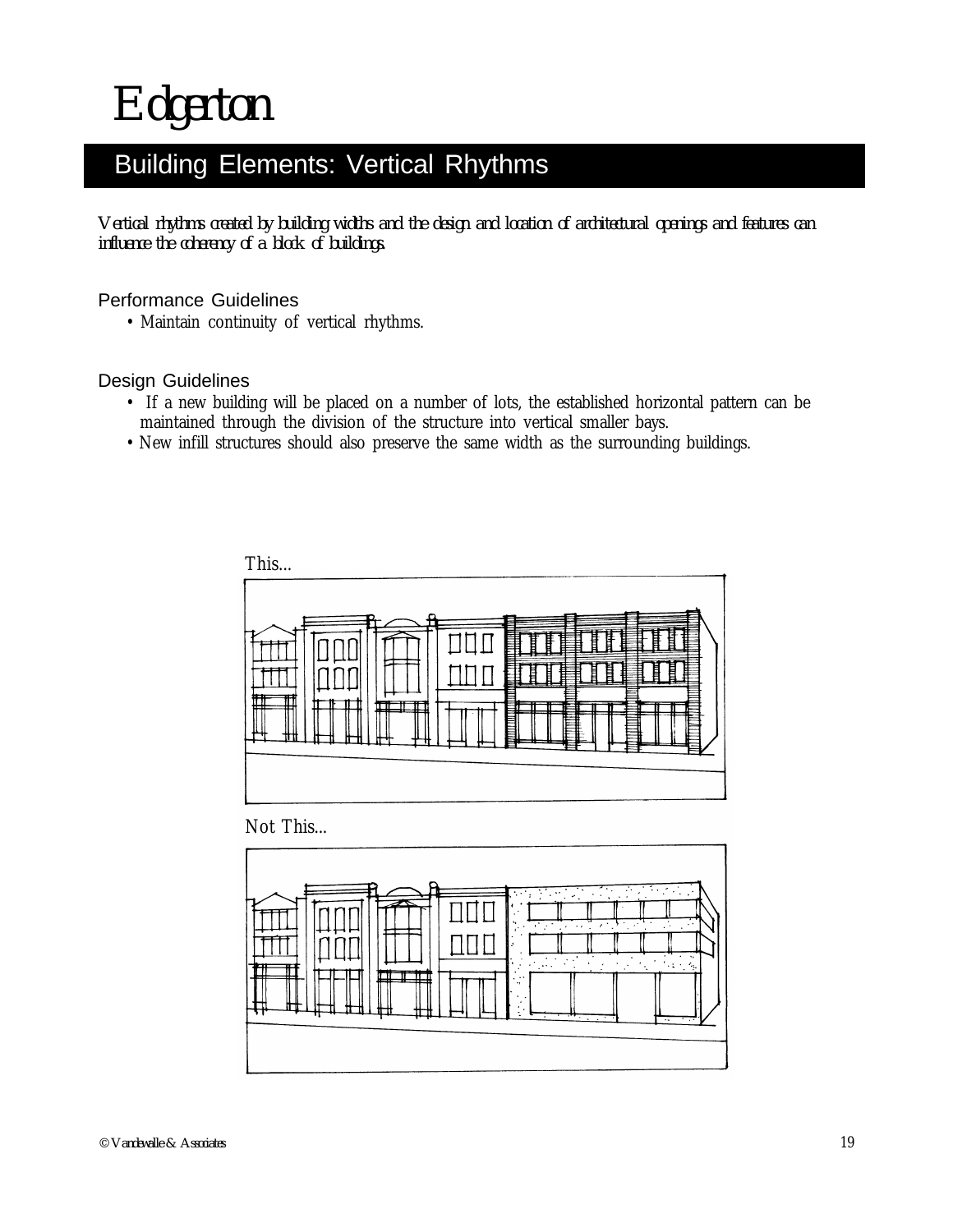# Edgerton

## Building Elements: Vertical Rhythms

*Vertical rhythms created by building widths and the design and location of architectural openings and features can influence the coherency of a block of buildings.*

### Performance Guidelines

- Maintain continuity of vertical rhythms.

### Design Guidelines

- If a new building will be placed on a number of lots, the established horizontal pattern can be maintained through the division of the structure into vertical smaller bays.
- New infill structures should also preserve the same width as the surrounding buildings.

This...

Not This...

© Vandewalle & Associates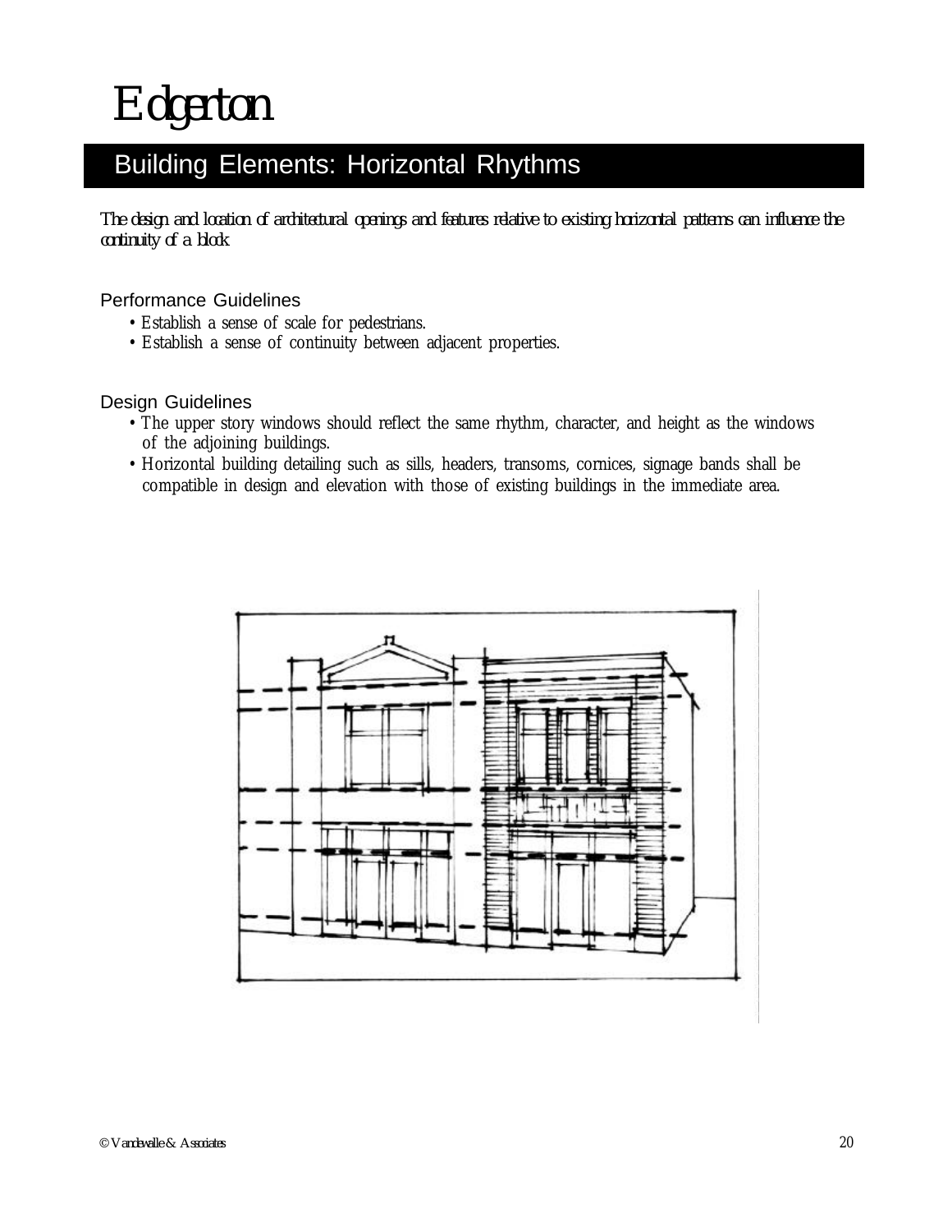# Edgerton

## Building Elements: Horizontal Rhythms

*The design and location of architectural openings and features relative to existing horizontal patterns can influence the continuity of a block.*

### Performance Guidelines

- Establish a sense of scale for pedestrians.
- Establish a sense of continuity between adjacent properties.

### Design Guidelines

- The upper story windows should reflect the same rhythm, character, and height as the windows of the adjoining buildings.
- Horizontal building detailing such as sills, headers, transoms, cornices, signage bands shall be compatible in design and elevation with those of existing buildings in the immediate area.

© Vandewalle & Associates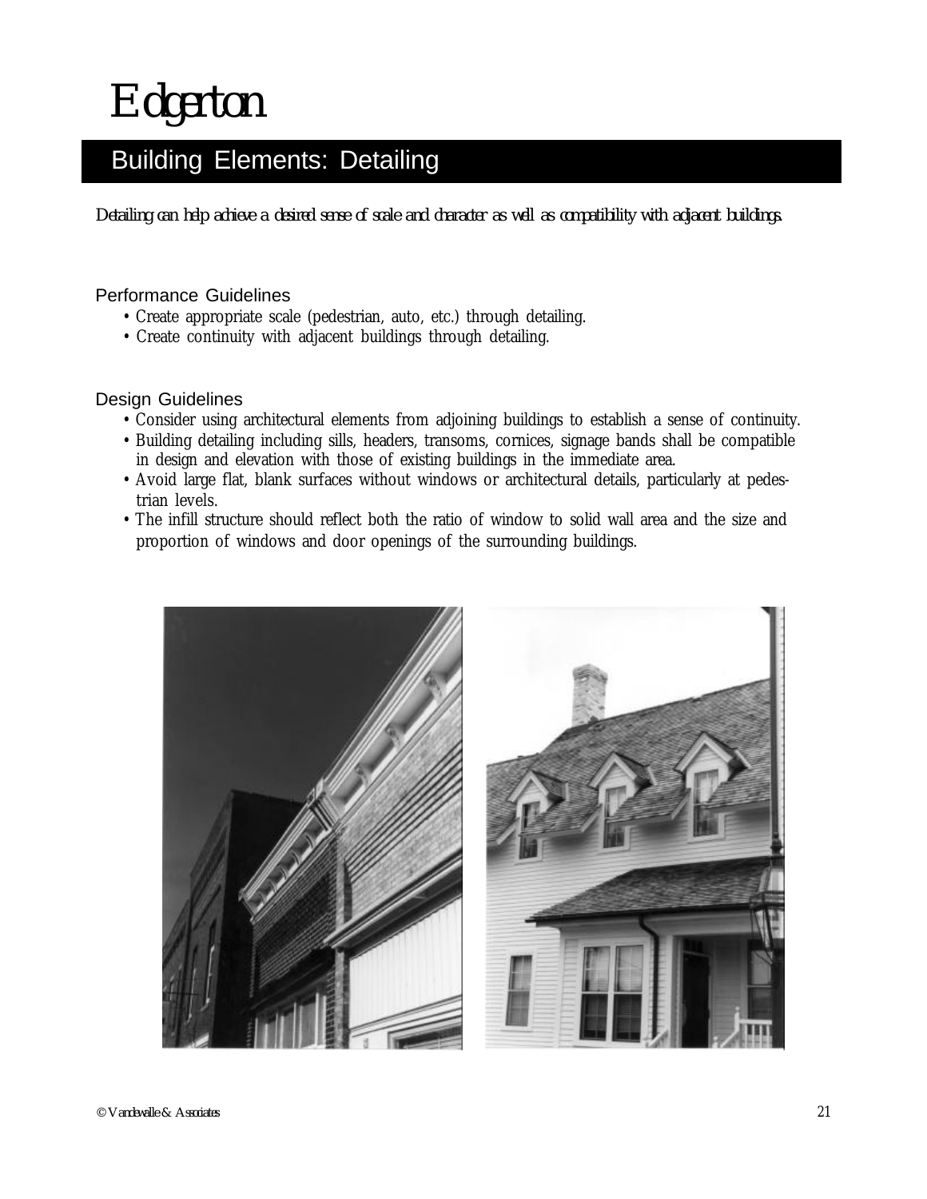# Edgerton

## Building Elements: Detailing

*Detailing can help achieve a desired sense of scale and character as well as compatibility with adjacent buildings.*

### Performance Guidelines

- Create appropriate scale (pedestrian, auto, etc.) through detailing.
- Create continuity with adjacent buildings through detailing.

### Design Guidelines

- Consider using architectural elements from adjoining buildings to establish a sense of continuity.
- Building detailing including sills, headers, transoms, cornices, signage bands shall be compatible in design and elevation with those of existing buildings in the immediate area.
- Avoid large flat, blank surfaces without windows or architectural details, particularly at pedestrian levels.
- The infill structure should reflect both the ratio of window to solid wall area and the size and proportion of windows and door openings of the surrounding buildings.

© Vandewalle & Associates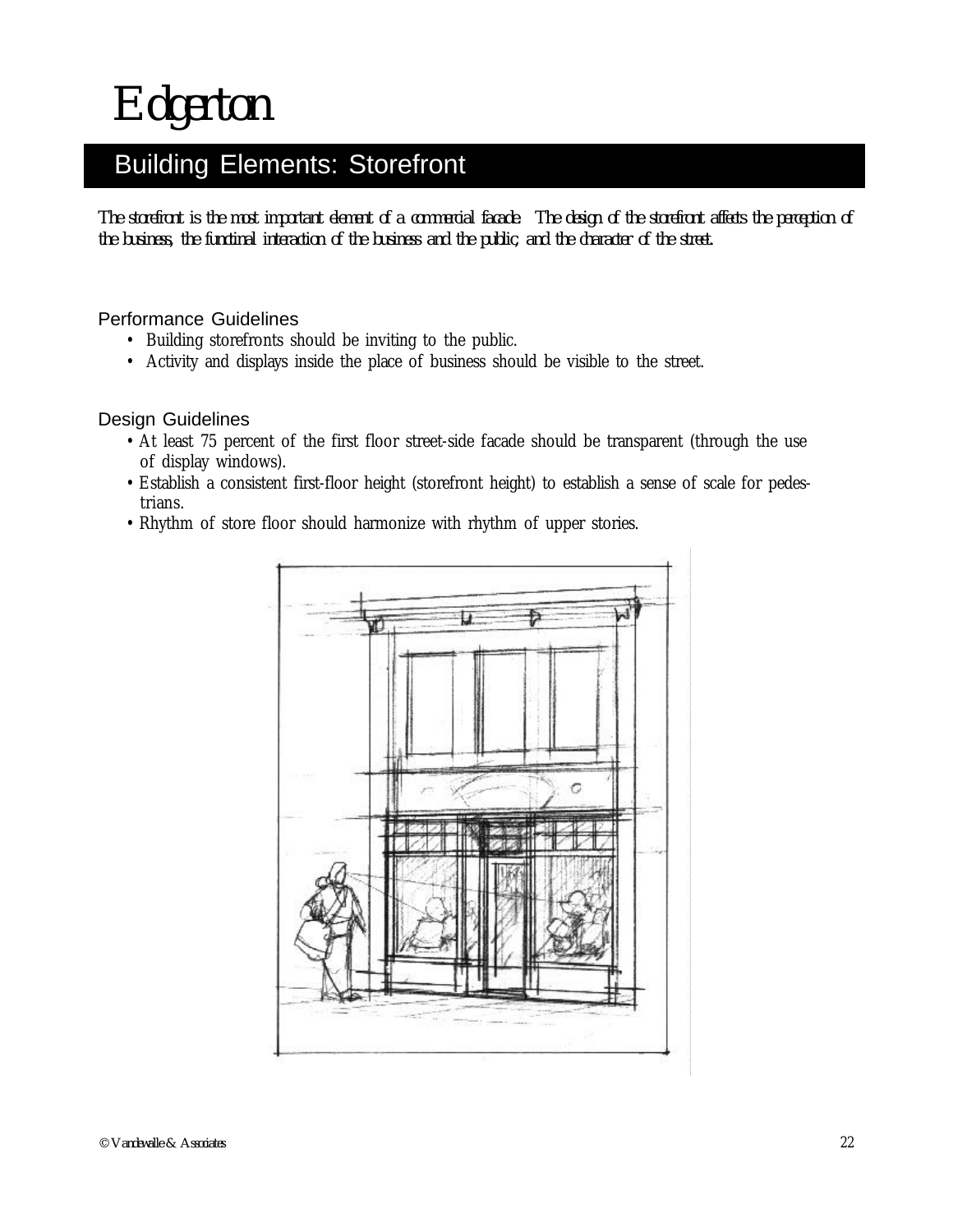# Edgerton

## Building Elements: Storefront

*The storefront is the most important element of a commercial facade. The design of the storefront affects the perception of the business, the functional interaction of the business and the public, and the character of the street.*

### Performance Guidelines

- Building storefronts should be inviting to the public.
- Activity and displays inside the place of business should be visible to the street.

### Design Guidelines

- At least 75 percent of the first floor street-side facade should be transparent (through the use of display windows).
- Establish a consistent first-floor height (storefront height) to establish a sense of scale for pedestrians.
- Rhythm of store floor should harmonize with rhythm of upper stories.

© Vandewalle & Associates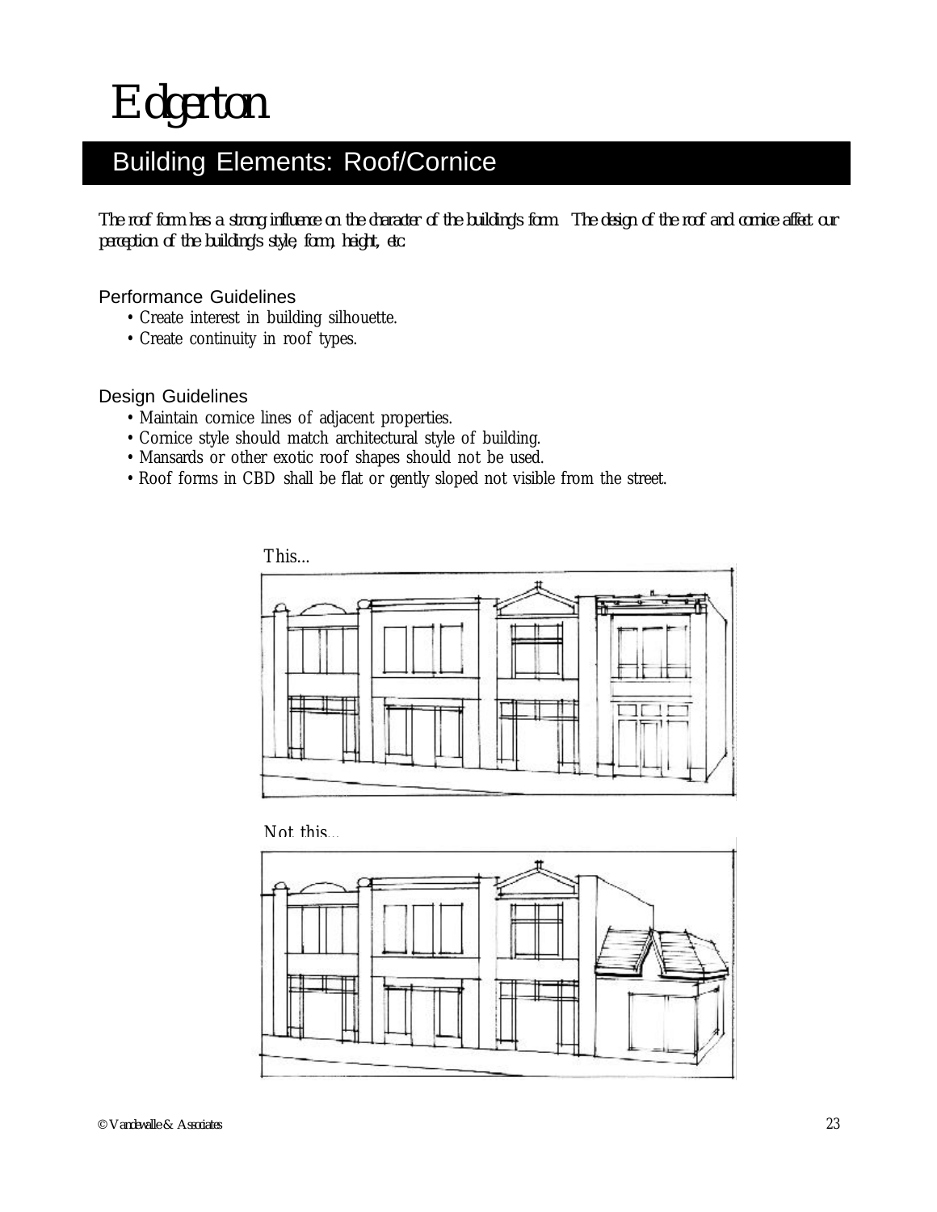# Edgerton

## Building Elements: Roof/Cornice

*The roof form has a strong influence on the character of the building's form. The design of the roof and cornice affect our perception of the building's style, form, height, etc.*

### Performance Guidelines

- Create interest in building silhouette.
- Create continuity in roof types.

### Design Guidelines

- Maintain cornice lines of adjacent properties.
- Cornice style should match architectural style of building.
- Mansards or other exotic roof shapes should not be used.
- Roof forms in CBD shall be flat or gently sloped not visible from the street.

This...

Not this...

© Vandewalle & Associates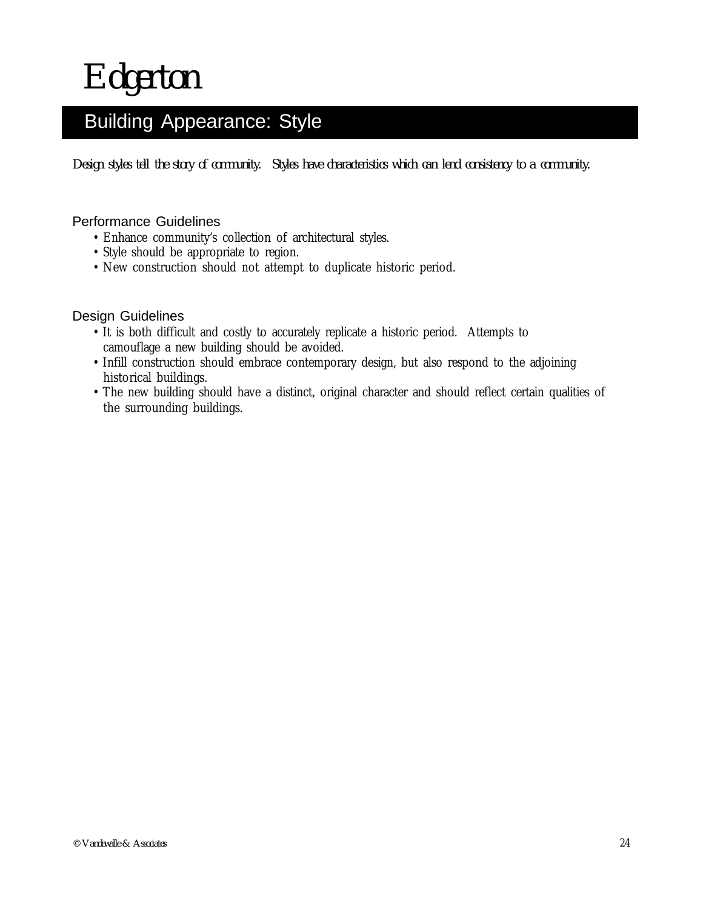# Edgerton

## Building Appearance: Style

*Design styles tell the story of community. Styles have characteristics which can lend consistency to a community.*

### Performance Guidelines

- Enhance community's collection of architectural styles.
- Style should be appropriate to region.
- New construction should not attempt to duplicate historic period.

### Design Guidelines

- It is both difficult and costly to accurately replicate a historic period. Attempts to camouflage a new building should be avoided.
- Infill construction should embrace contemporary design, but also respond to the adjoining historical buildings.
- The new building should have a distinct, original character and should reflect certain qualities of the surrounding buildings.

© Vandewalle & Associates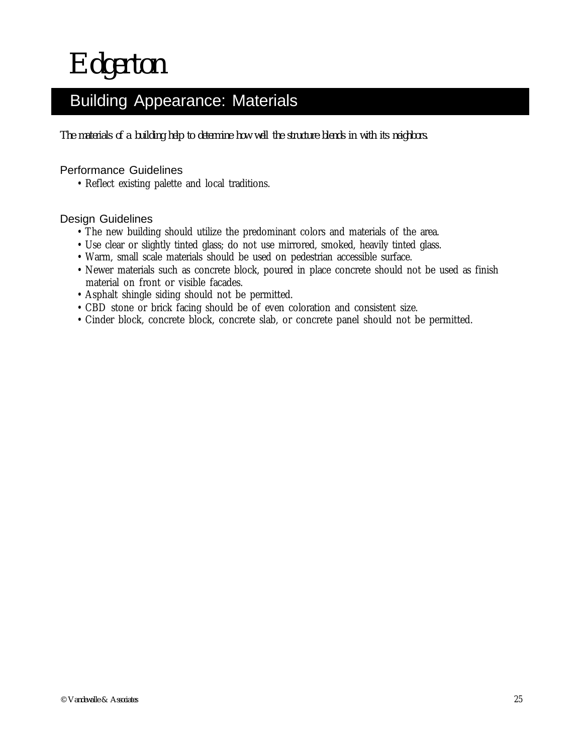# Edgerton

## Building Appearance: Materials

*The materials of a building help to determine how well the structure blends in with its neighbors.*

### Performance Guidelines

- Reflect existing palette and local traditions.

### Design Guidelines

- The new building should utilize the predominant colors and materials of the area.
- Use clear or slightly tinted glass; do not use mirrored, smoked, heavily tinted glass.
- Warm, small scale materials should be used on pedestrian accessible surface.
- Newer materials such as concrete block, poured in place concrete should not be used as finish material on front or visible facades.
- Asphalt shingle siding should not be permitted.
- CBD stone or brick facing should be of even coloration and consistent size.
- Cinder block, concrete block, concrete slab, or concrete panel should not be permitted.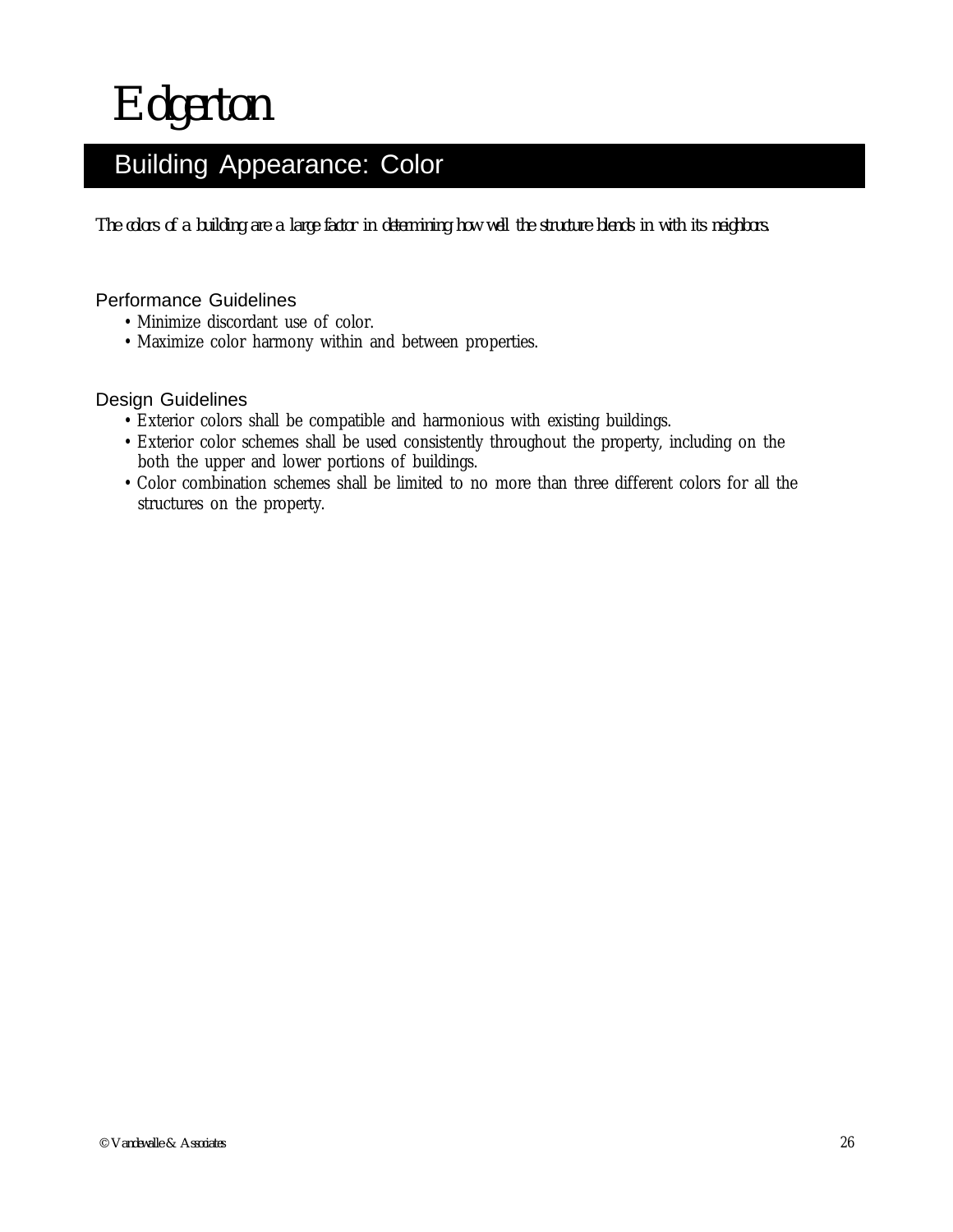# Edgerton

## Building Appearance: Color

*The colors of a building are a large factor in determining how well the structure blends in with its neighbors.*

### Performance Guidelines

- Minimize discordant use of color.
- Maximize color harmony within and between properties.

### Design Guidelines

- Exterior colors shall be compatible and harmonious with existing buildings.
- Exterior color schemes shall be used consistently throughout the property, including on the both the upper and lower portions of buildings.
- Color combination schemes shall be limited to no more than three different colors for all the structures on the property.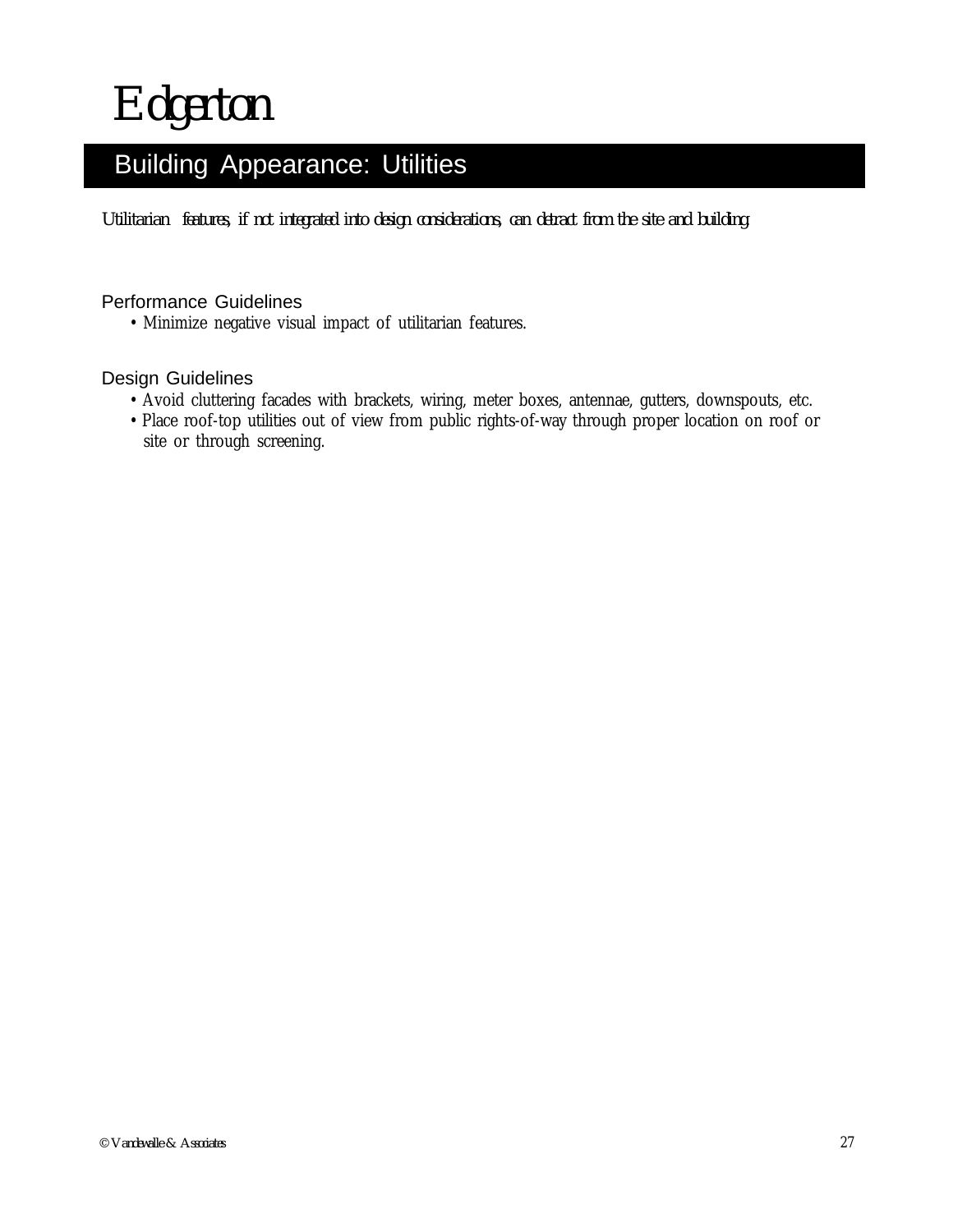# Edgerton

## Building Appearance: Utilities

*Utilitarian features, if not integrated into design considerations, can detract from the site and building.*

### Performance Guidelines

- Minimize negative visual impact of utilitarian features.

### Design Guidelines

- Avoid cluttering facades with brackets, wiring, meter boxes, antennae, gutters, downspouts, etc.
- Place roof-top utilities out of view from public rights-of-way through proper location on roof or site or through screening.

© Vandewalle & Associates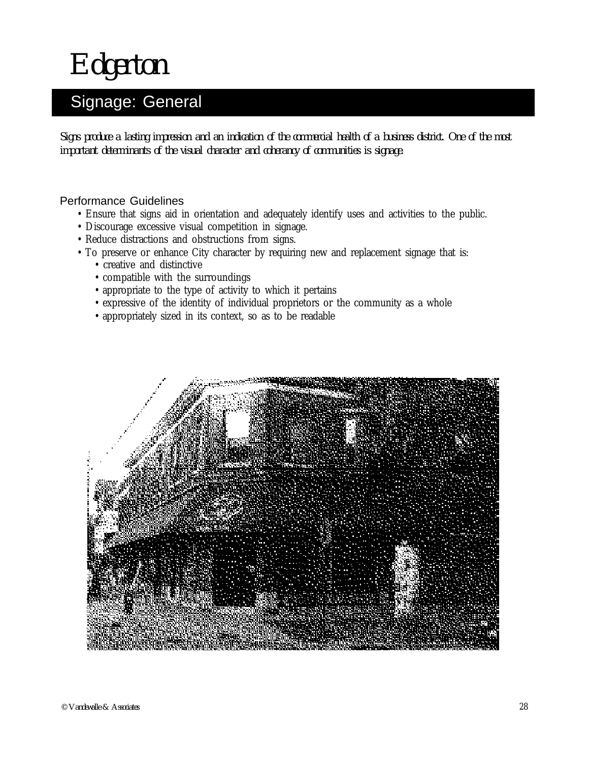# Edgerton

## Signage: General

*Signs produce a lasting impression and an indication of the commercial health of a business district. One of the most important determinants of the visual character and coherancy of communities is signage.*

### Performance Guidelines

- Ensure that signs aid in orientation and adequately identify uses and activities to the public.
- Discourage excessive visual competition in signage.
- Reduce distractions and obstructions from signs.
- To preserve or enhance City character by requiring new and replacement signage that is:
  - creative and distinctive
  - compatible with the surroundings
  - appropriate to the type of activity to which it pertains
  - expressive of the identity of individual proprietors or the community as a whole
  - appropriately sized in its context, so as to be readable

© Vandewalle & Associates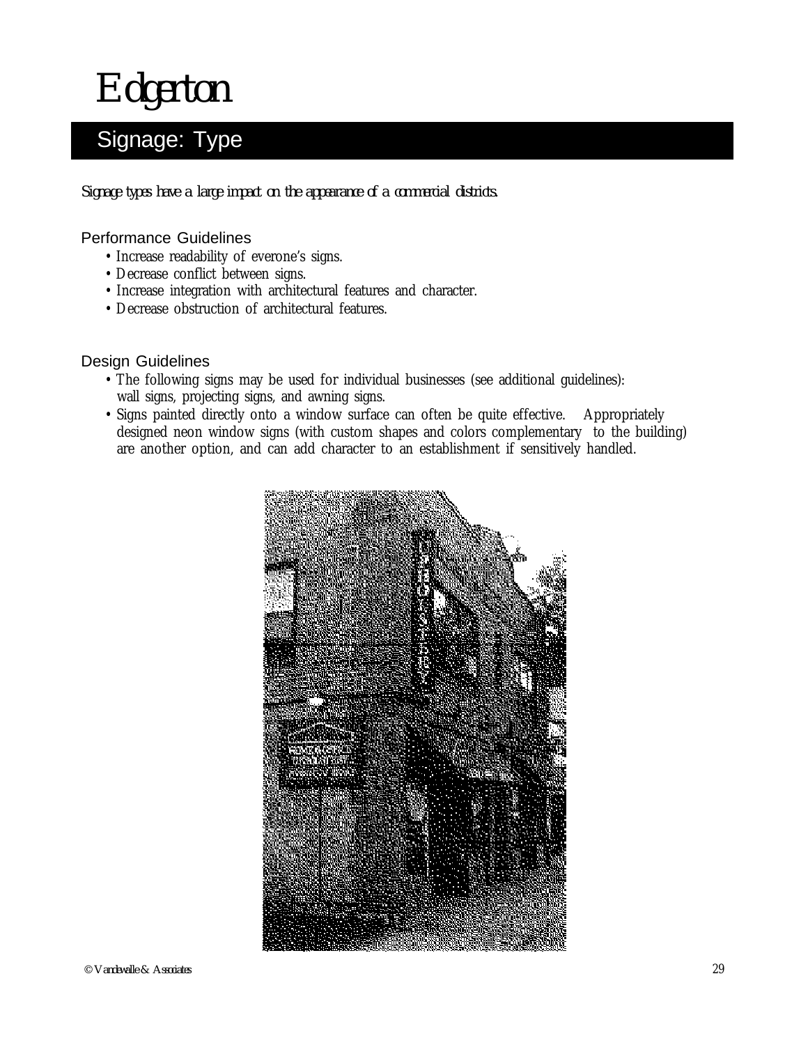# Edgerton

## Signage: Type

*Signage types have a large impact on the appearance of a commercial districts.*

### Performance Guidelines

- Increase readability of everone's signs.
- Decrease conflict between signs.
- Increase integration with architectural features and character.
- Decrease obstruction of architectural features.

### Design Guidelines

- The following signs may be used for individual businesses (see additional guidelines): wall signs, projecting signs, and awning signs.
- Signs painted directly onto a window surface can often be quite effective. Appropriately designed neon window signs (with custom shapes and colors complementary to the building) are another option, and can add character to an establishment if sensitively handled.

© Vandewalle & Associates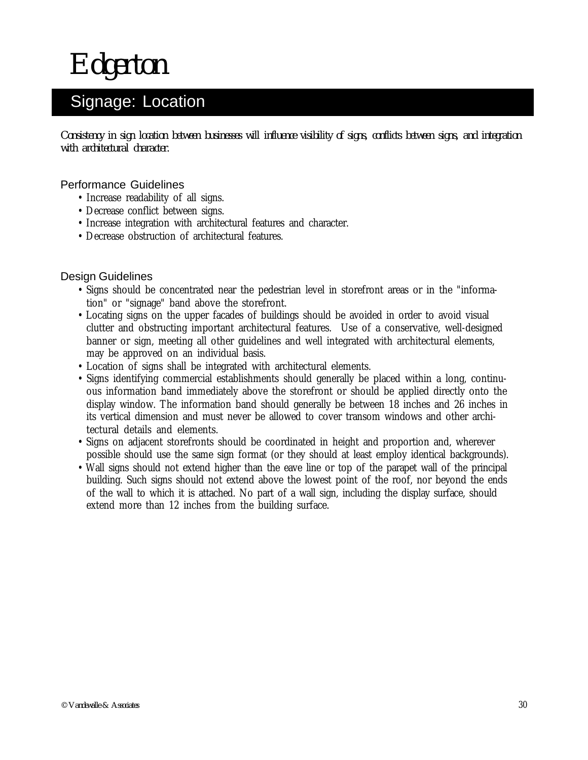# Edgerton

## Signage: Location

*Consistency in sign location between businesses will influence visibility of signs, conflicts between signs, and integration with architectural character.*

### Performance Guidelines

- Increase readability of all signs.
- Decrease conflict between signs.
- Increase integration with architectural features and character.
- Decrease obstruction of architectural features.

### Design Guidelines

- Signs should be concentrated near the pedestrian level in storefront areas or in the "information" or "signage" band above the storefront.
- Locating signs on the upper facades of buildings should be avoided in order to avoid visual clutter and obstructing important architectural features. Use of a conservative, well-designed banner or sign, meeting all other guidelines and well integrated with architectural elements, may be approved on an individual basis.
- Location of signs shall be integrated with architectural elements.
- Signs identifying commercial establishments should generally be placed within a long, continuous information band immediately above the storefront or should be applied directly onto the display window. The information band should generally be between 18 inches and 26 inches in its vertical dimension and must never be allowed to cover transom windows and other architectural details and elements.
- Signs on adjacent storefronts should be coordinated in height and proportion and, wherever possible should use the same sign format (or they should at least employ identical backgrounds).
- Wall signs should not extend higher than the eave line or top of the parapet wall of the principal building. Such signs should not extend above the lowest point of the roof, nor beyond the ends of the wall to which it is attached. No part of a wall sign, including the display surface, should extend more than 12 inches from the building surface.

© Vandewalle & Associates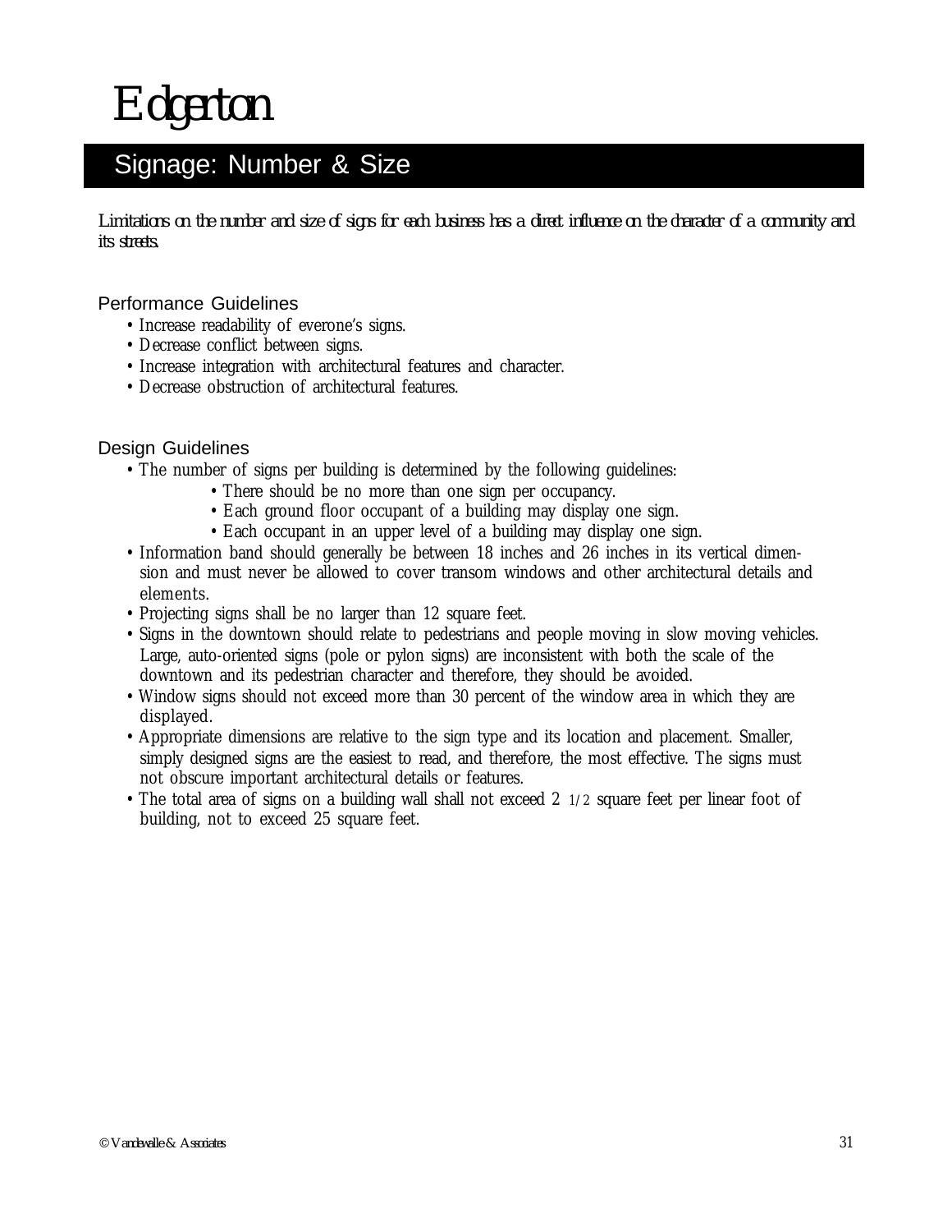# Edgerton

## Signage: Number & Size

*Limitations on the number and size of signs for each business has a direct influence on the character of a community and its streets.*

### Performance Guidelines

- Increase readability of everone's signs.
- Decrease conflict between signs.
- Increase integration with architectural features and character.
- Decrease obstruction of architectural features.

### Design Guidelines

- The number of signs per building is determined by the following guidelines:
  - There should be no more than one sign per occupancy.
  - Each ground floor occupant of a building may display one sign.
  - Each occupant in an upper level of a building may display one sign.
- Information band should generally be between 18 inches and 26 inches in its vertical dimension and must never be allowed to cover transom windows and other architectural details and elements.
- Projecting signs shall be no larger than 12 square feet.
- Signs in the downtown should relate to pedestrians and people moving in slow moving vehicles. Large, auto-oriented signs (pole or pylon signs) are inconsistent with both the scale of the downtown and its pedestrian character and therefore, they should be avoided.
- Window signs should not exceed more than 30 percent of the window area in which they are displayed.
- Appropriate dimensions are relative to the sign type and its location and placement. Smaller, simply designed signs are the easiest to read, and therefore, the most effective. The signs must not obscure important architectural details or features.
- The total area of signs on a building wall shall not exceed 2 1/2 square feet per linear foot of building, not to exceed 25 square feet.

© Vandewalle & Associates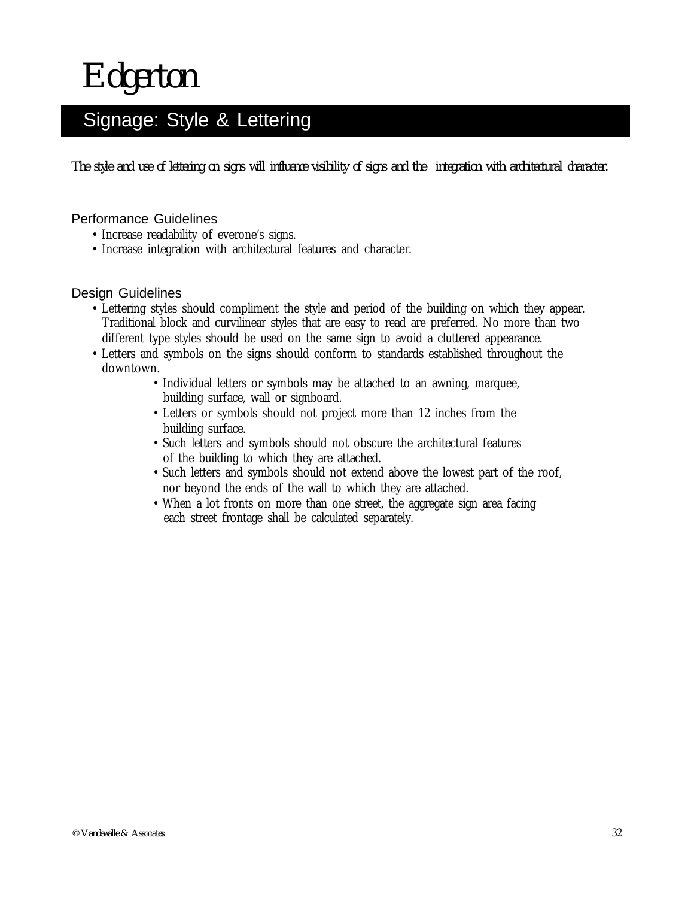# Edgerton

## Signage: Style & Lettering

*The style and use of lettering on signs will influence visibility of signs and the integration with architectural character.*

### Performance Guidelines

- Increase readability of everone's signs.
- Increase integration with architectural features and character.

### Design Guidelines

- Lettering styles should compliment the style and period of the building on which they appear. Traditional block and curvilinear styles that are easy to read are preferred. No more than two different type styles should be used on the same sign to avoid a cluttered appearance.
- Letters and symbols on the signs should conform to standards established throughout the downtown.
    - Individual letters or symbols may be attached to an awning, marquee, building surface, wall or signboard.
    - Letters or symbols should not project more than 12 inches from the building surface.
    - Such letters and symbols should not obscure the architectural features of the building to which they are attached.
    - Such letters and symbols should not extend above the lowest part of the roof, nor beyond the ends of the wall to which they are attached.
    - When a lot fronts on more than one street, the aggregate sign area facing each street frontage shall be calculated separately.

© Vandewalle & Associates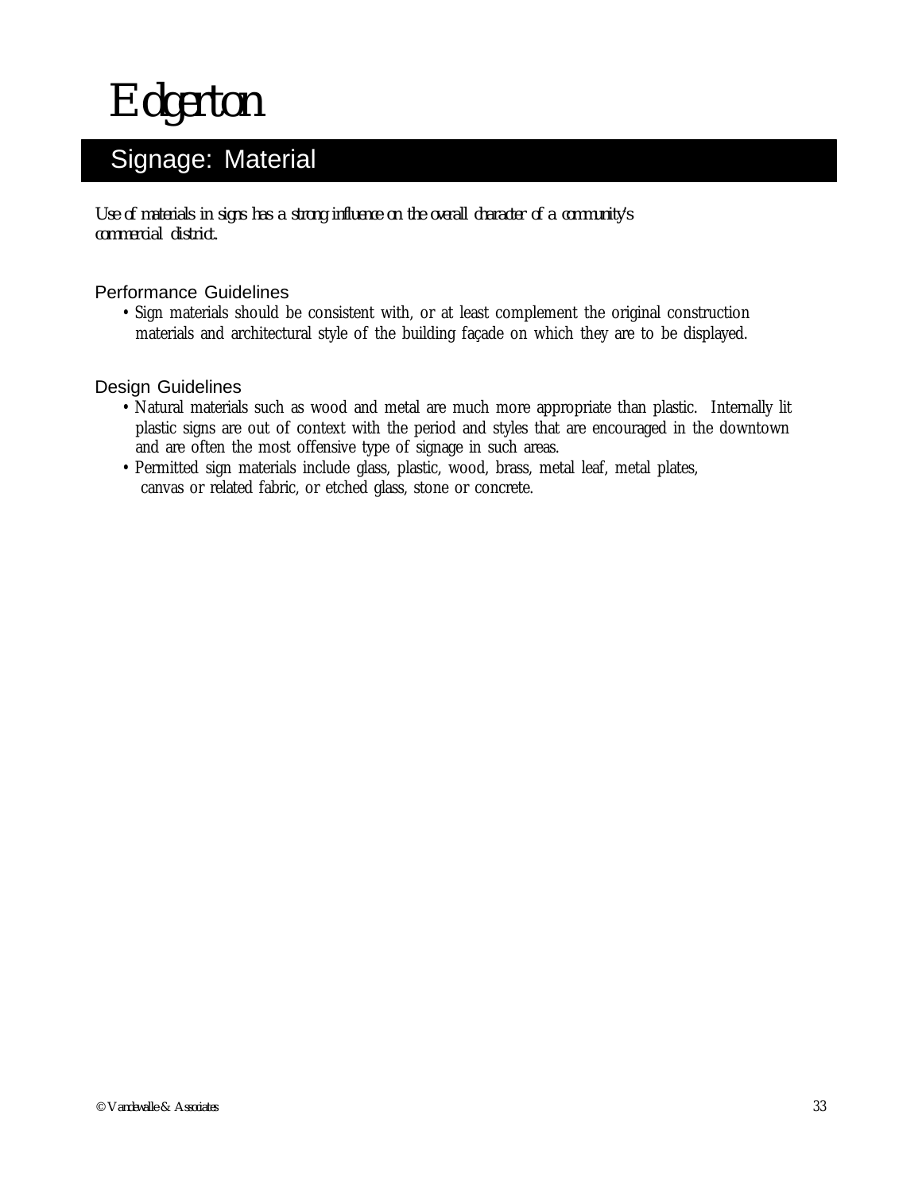# Edgerton

## Signage: Material

*Use of materials in signs has a strong influence on the overall character of a community's commercial district.*

### Performance Guidelines

- Sign materials should be consistent with, or at least complement the original construction materials and architectural style of the building façade on which they are to be displayed.

### Design Guidelines

- Natural materials such as wood and metal are much more appropriate than plastic. Internally lit plastic signs are out of context with the period and styles that are encouraged in the downtown and are often the most offensive type of signage in such areas.
- Permitted sign materials include glass, plastic, wood, brass, metal leaf, metal plates, canvas or related fabric, or etched glass, stone or concrete.

© Vandewalle & Associates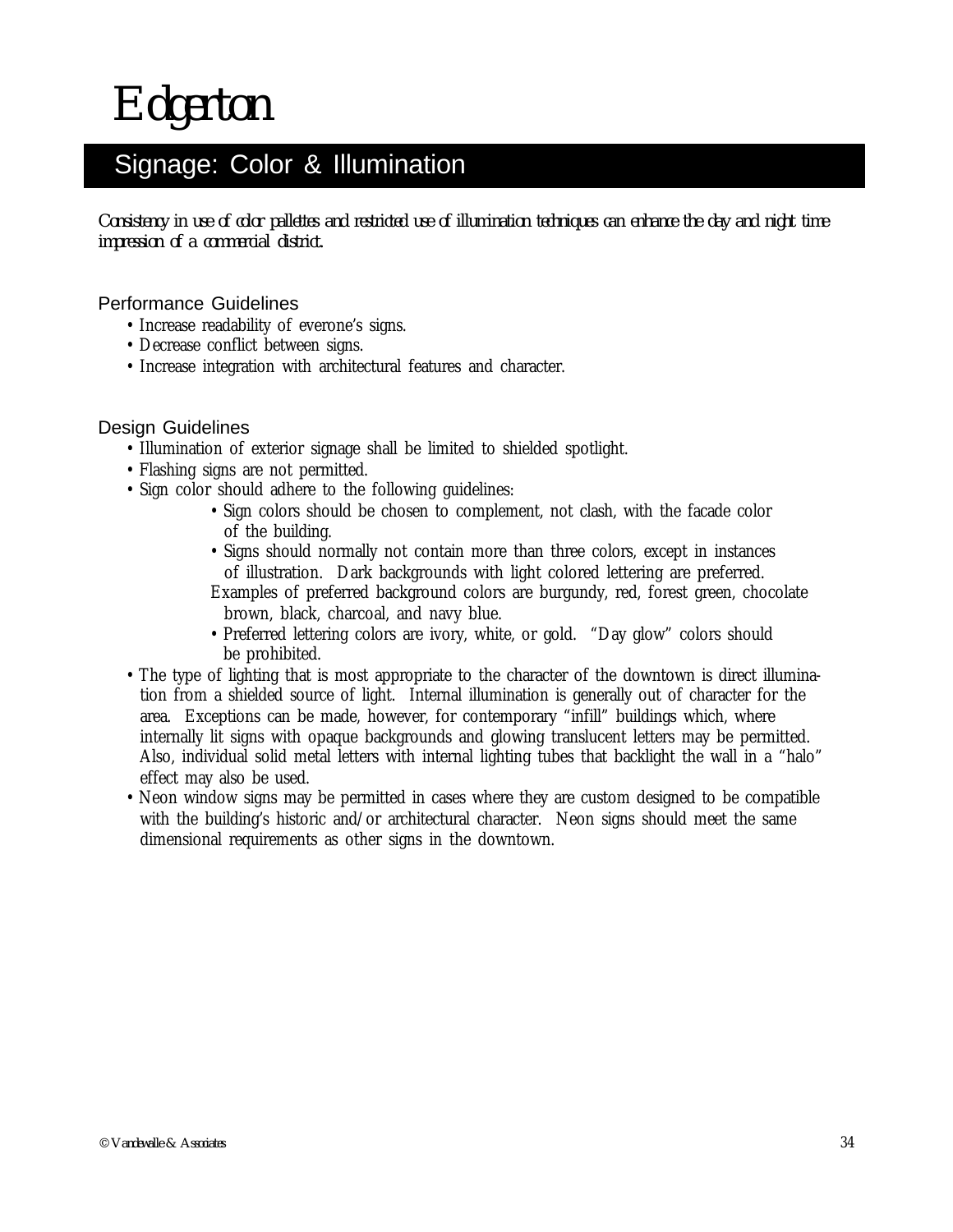# Edgerton

## Signage: Color & Illumination

*Consistency in use of color pallettes and restricted use of illumination techniques can enhance the day and night time impression of a commercial district.*

### Performance Guidelines

- Increase readability of everone's signs.
- Decrease conflict between signs.
- Increase integration with architectural features and character.

### Design Guidelines

- Illumination of exterior signage shall be limited to shielded spotlight.
- Flashing signs are not permitted.
- Sign color should adhere to the following guidelines:
  - Sign colors should be chosen to complement, not clash, with the facade color of the building.
  - Signs should normally not contain more than three colors, except in instances of illustration. Dark backgrounds with light colored lettering are preferred. Examples of preferred background colors are burgundy, red, forest green, chocolate brown, black, charcoal, and navy blue.
  - Preferred lettering colors are ivory, white, or gold. "Day glow" colors should be prohibited.
- The type of lighting that is most appropriate to the character of the downtown is direct illumination from a shielded source of light. Internal illumination is generally out of character for the area. Exceptions can be made, however, for contemporary "infill" buildings which, where internally lit signs with opaque backgrounds and glowing translucent letters may be permitted. Also, individual solid metal letters with internal lighting tubes that backlight the wall in a "halo" effect may also be used.
- Neon window signs may be permitted in cases where they are custom designed to be compatible with the building's historic and/or architectural character. Neon signs should meet the same dimensional requirements as other signs in the downtown.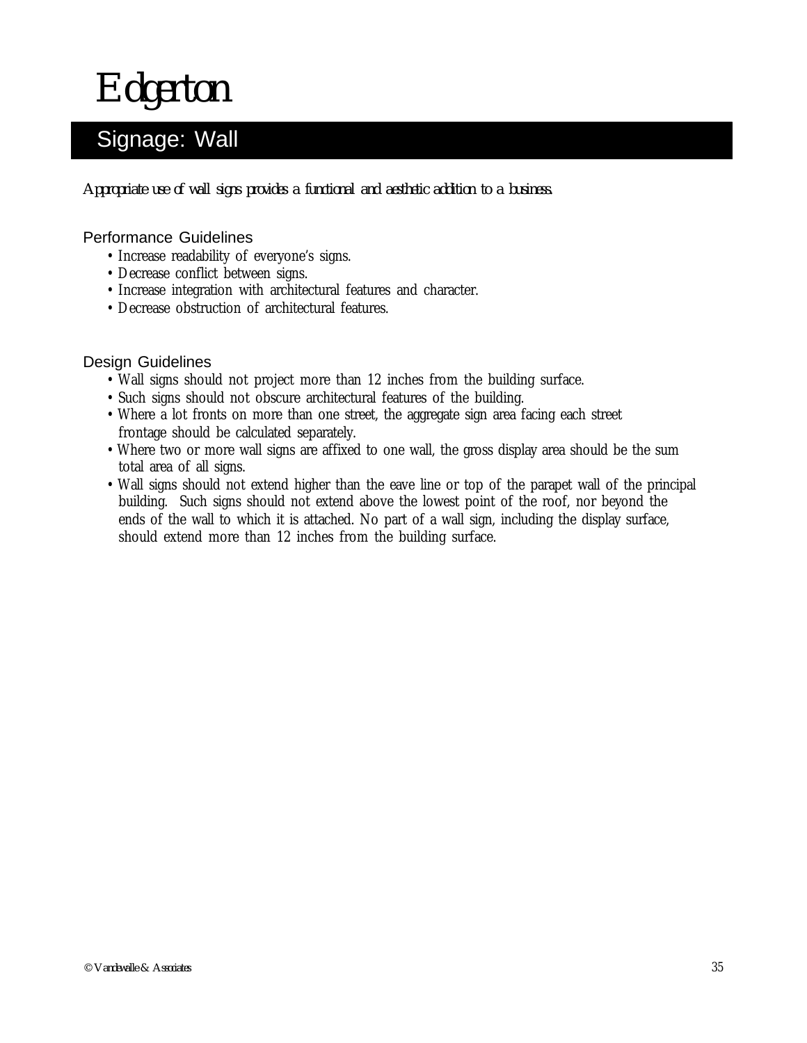# Edgerton

## Signage: Wall

*Appropriate use of wall signs provides a functional and aesthetic addition to a business.*

### Performance Guidelines

- Increase readability of everyone's signs.
- Decrease conflict between signs.
- Increase integration with architectural features and character.
- Decrease obstruction of architectural features.

### Design Guidelines

- Wall signs should not project more than 12 inches from the building surface.
- Such signs should not obscure architectural features of the building.
- Where a lot fronts on more than one street, the aggregate sign area facing each street frontage should be calculated separately.
- Where two or more wall signs are affixed to one wall, the gross display area should be the sum total area of all signs.
- Wall signs should not extend higher than the eave line or top of the parapet wall of the principal building. Such signs should not extend above the lowest point of the roof, nor beyond the ends of the wall to which it is attached. No part of a wall sign, including the display surface, should extend more than 12 inches from the building surface.

© Vandewalle & Associates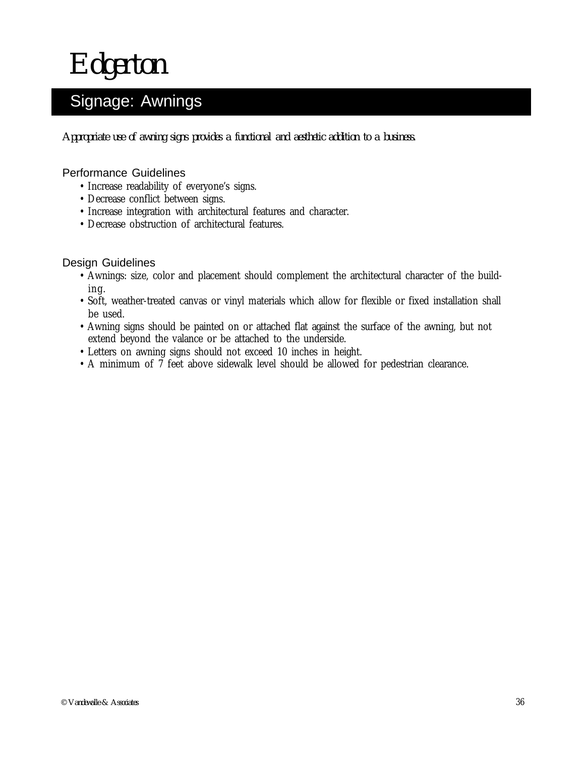# Edgerton

## Signage: Awnings

*Appropriate use of awning signs provides a functional and aesthetic addition to a business.*

### Performance Guidelines

- Increase readability of everyone's signs.
- Decrease conflict between signs.
- Increase integration with architectural features and character.
- Decrease obstruction of architectural features.

### Design Guidelines

- Awnings: size, color and placement should complement the architectural character of the building.
- Soft, weather-treated canvas or vinyl materials which allow for flexible or fixed installation shall be used.
- Awning signs should be painted on or attached flat against the surface of the awning, but not extend beyond the valance or be attached to the underside.
- Letters on awning signs should not exceed 10 inches in height.
- A minimum of 7 feet above sidewalk level should be allowed for pedestrian clearance.

© Vandewalle & Associates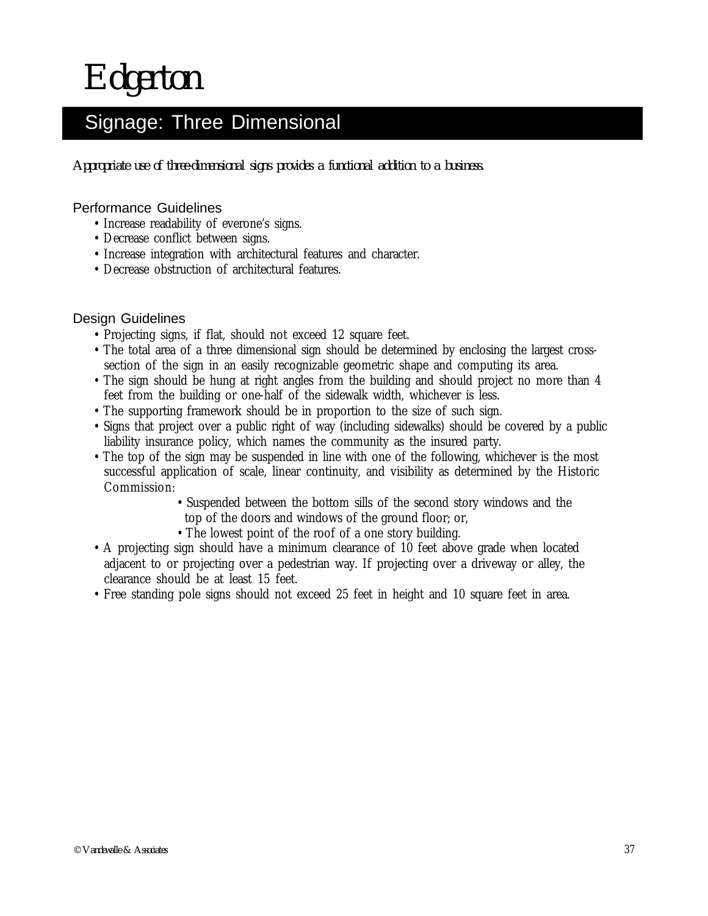# Edgerton

## Signage: Three Dimensional

*Appropriate use of three-dimensional signs provides a functional addition to a business.*

### Performance Guidelines

- Increase readability of everone's signs.
- Decrease conflict between signs.
- Increase integration with architectural features and character.
- Decrease obstruction of architectural features.

### Design Guidelines

- Projecting signs, if flat, should not exceed 12 square feet.
- The total area of a three dimensional sign should be determined by enclosing the largest cross-section of the sign in an easily recognizable geometric shape and computing its area.
- The sign should be hung at right angles from the building and should project no more than 4 feet from the building or one-half of the sidewalk width, whichever is less.
- The supporting framework should be in proportion to the size of such sign.
- Signs that project over a public right of way (including sidewalks) should be covered by a public liability insurance policy, which names the community as the insured party.
- The top of the sign may be suspended in line with one of the following, whichever is the most successful application of scale, linear continuity, and visibility as determined by the Historic Commission:
  - Suspended between the bottom sills of the second story windows and the top of the doors and windows of the ground floor; or,
  - The lowest point of the roof of a one story building.
- A projecting sign should have a minimum clearance of 10 feet above grade when located adjacent to or projecting over a pedestrian way. If projecting over a driveway or alley, the clearance should be at least 15 feet.
- Free standing pole signs should not exceed 25 feet in height and 10 square feet in area.

© Vandewalle & Associates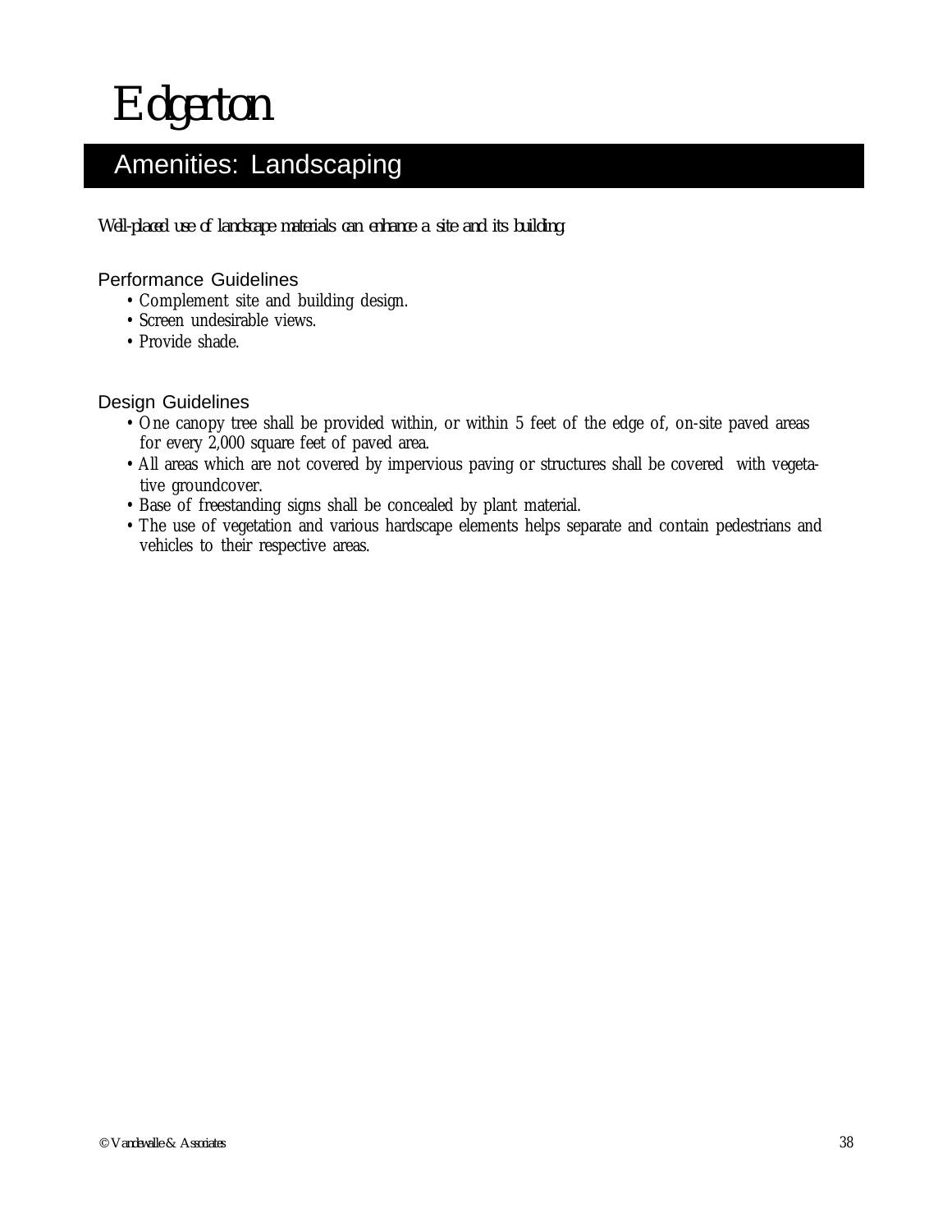# Edgerton

## Amenities: Landscaping

*Well-placed use of landscape materials can enhance a site and its building.*

### Performance Guidelines

- Complement site and building design.
- Screen undesirable views.
- Provide shade.

### Design Guidelines

- One canopy tree shall be provided within, or within 5 feet of the edge of, on-site paved areas for every 2,000 square feet of paved area.
- All areas which are not covered by impervious paving or structures shall be covered with vegetative groundcover.
- Base of freestanding signs shall be concealed by plant material.
- The use of vegetation and various hardscape elements helps separate and contain pedestrians and vehicles to their respective areas.

© Vandewalle & Associates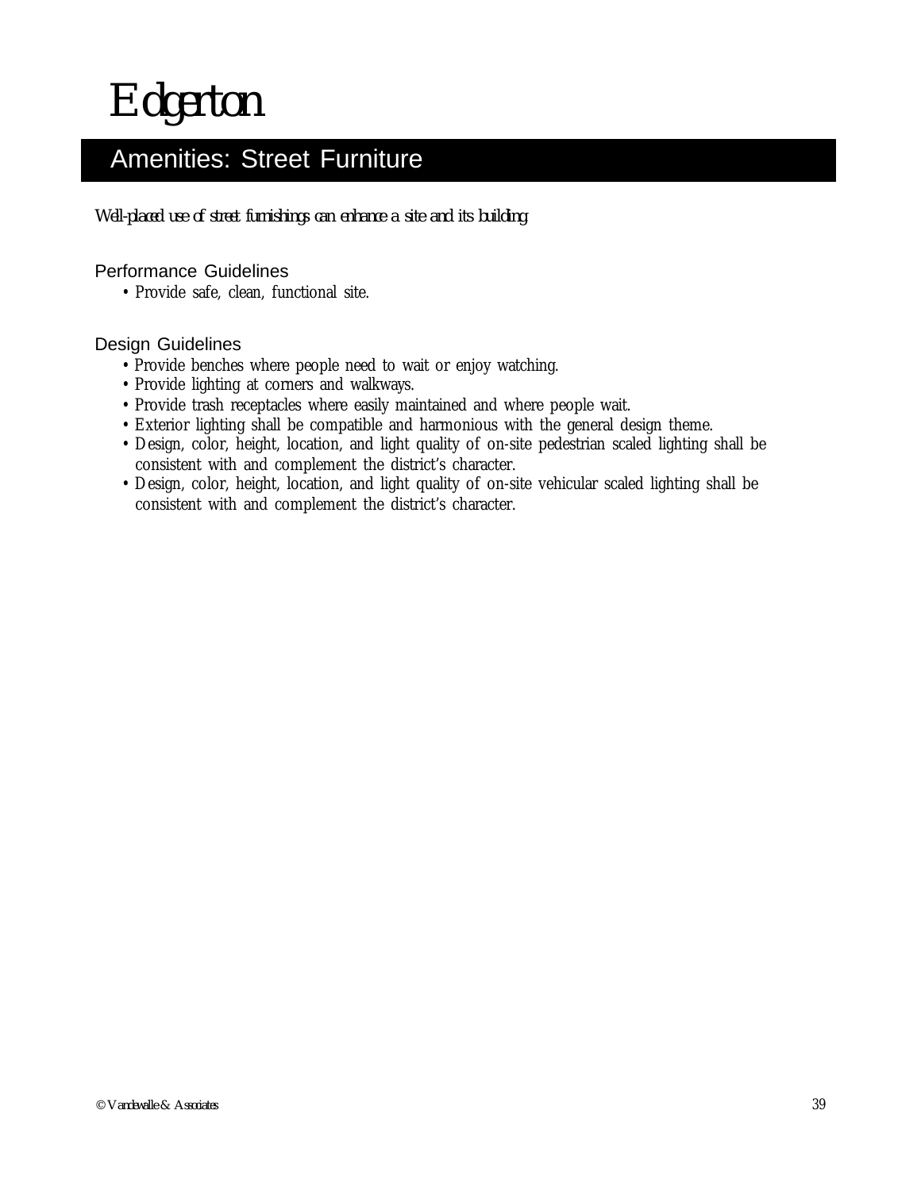# Edgerton

## Amenities: Street Furniture

*Well-placed use of street furnishings can enhance a site and its building.*

### Performance Guidelines

- Provide safe, clean, functional site.

### Design Guidelines

- Provide benches where people need to wait or enjoy watching.
- Provide lighting at corners and walkways.
- Provide trash receptacles where easily maintained and where people wait.
- Exterior lighting shall be compatible and harmonious with the general design theme.
- Design, color, height, location, and light quality of on-site pedestrian scaled lighting shall be consistent with and complement the district's character.
- Design, color, height, location, and light quality of on-site vehicular scaled lighting shall be consistent with and complement the district's character.

© Vandewalle & Associates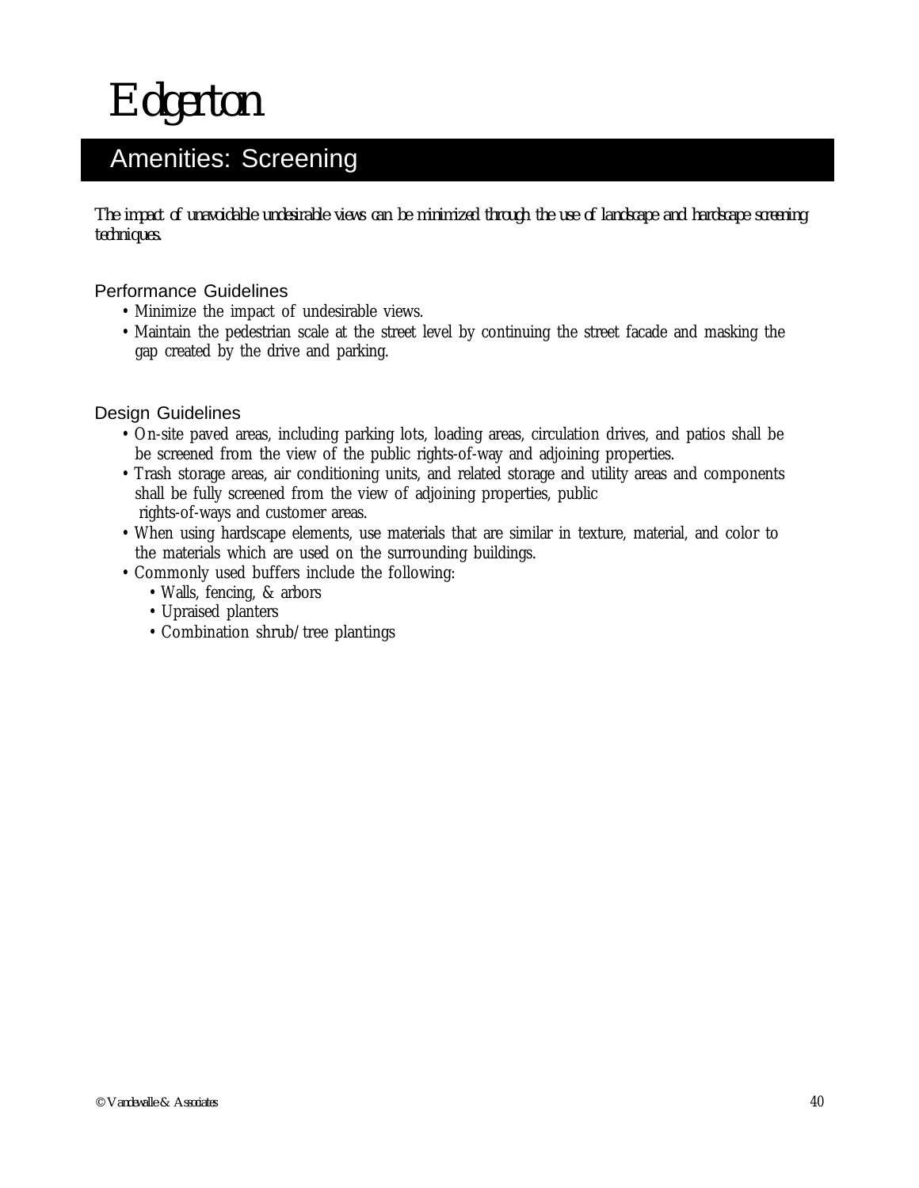# Edgerton

## Amenities: Screening

*The impact of unavoidable undesirable views can be minimized through the use of landscape and hardscape screening techniques.*

### Performance Guidelines

- Minimize the impact of undesirable views.
- Maintain the pedestrian scale at the street level by continuing the street facade and masking the gap created by the drive and parking.

### Design Guidelines

- On-site paved areas, including parking lots, loading areas, circulation drives, and patios shall be be screened from the view of the public rights-of-way and adjoining properties.
- Trash storage areas, air conditioning units, and related storage and utility areas and components shall be fully screened from the view of adjoining properties, public rights-of-ways and customer areas.
- When using hardscape elements, use materials that are similar in texture, material, and color to the materials which are used on the surrounding buildings.
- Commonly used buffers include the following:
  - Walls, fencing, & arbors
  - Upraised planters
  - Combination shrub/tree plantings

© Vandewalle & Associates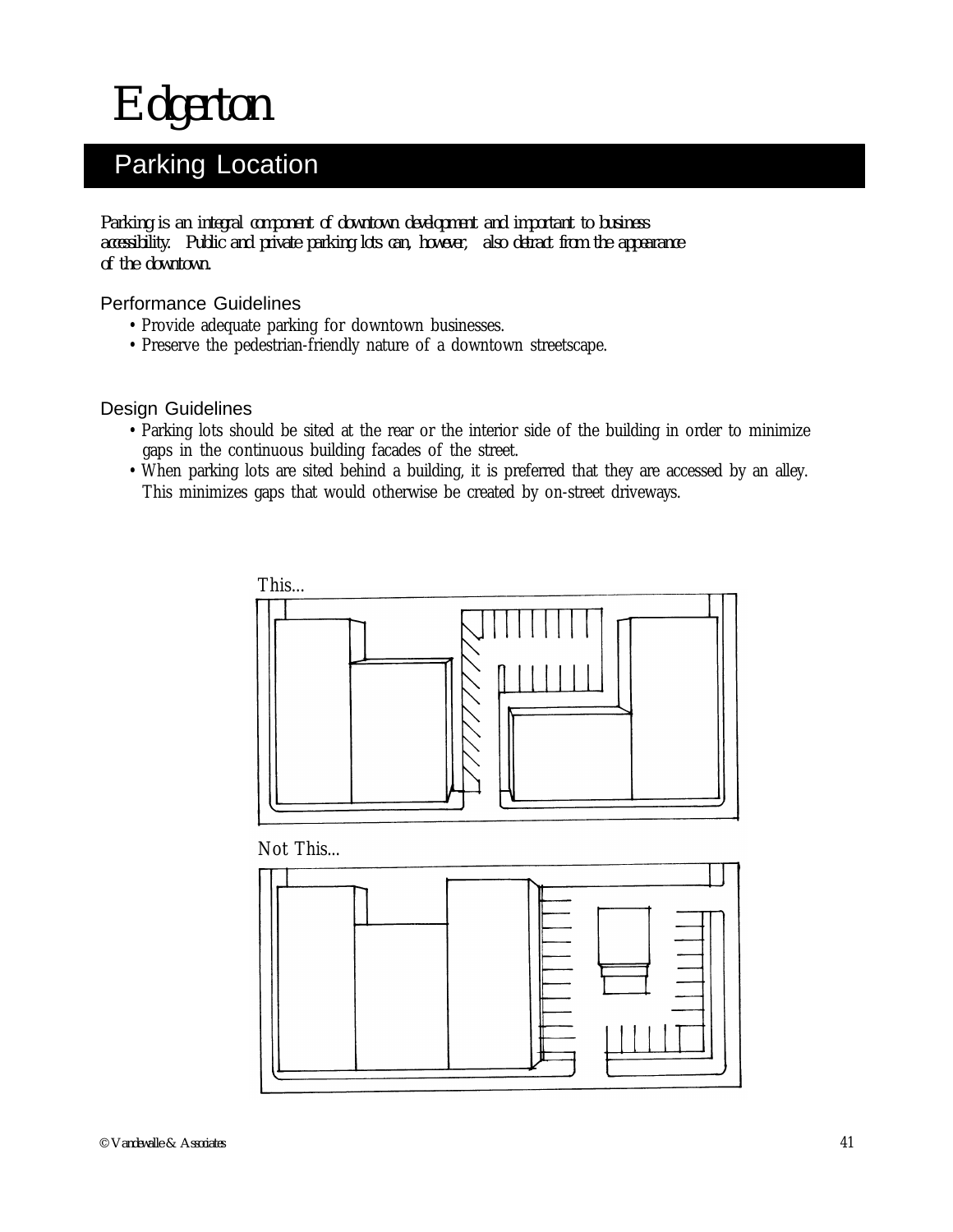# Edgerton

## Parking Location

*Parking is an integral component of downtown development and important to business accessibility. Public and private parking lots can, however, also detract from the appearance of the downtown.*

### Performance Guidelines

- Provide adequate parking for downtown businesses.
- Preserve the pedestrian-friendly nature of a downtown streetscape.

### Design Guidelines

- Parking lots should be sited at the rear or the interior side of the building in order to minimize gaps in the continuous building facades of the street.
- When parking lots are sited behind a building, it is preferred that they are accessed by an alley. This minimizes gaps that would otherwise be created by on-street driveways.

This...

Not This...

© Vandewalle & Associates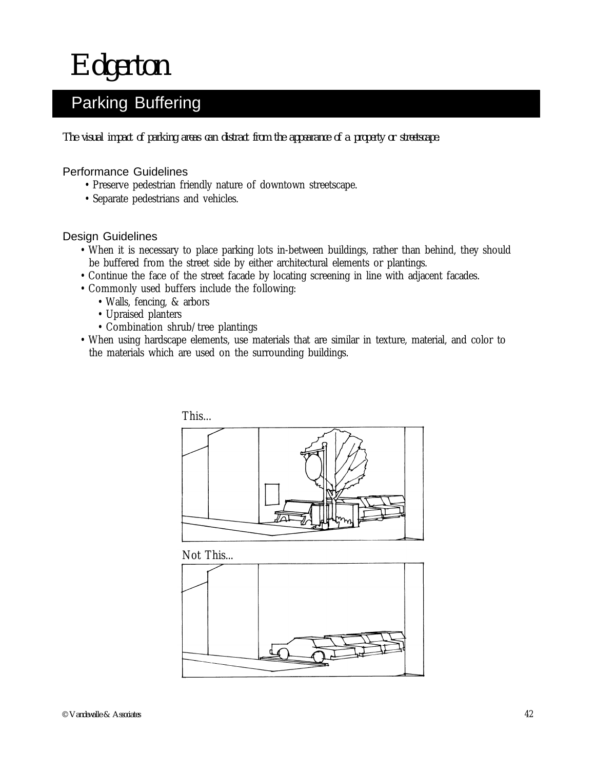# Edgerton

## Parking Buffering

*The visual impact of parking areas can distract from the appearance of a property or streetscape.*

### Performance Guidelines

- Preserve pedestrian friendly nature of downtown streetscape.
- Separate pedestrians and vehicles.

### Design Guidelines

- When it is necessary to place parking lots in-between buildings, rather than behind, they should be buffered from the street side by either architectural elements or plantings.
- Continue the face of the street facade by locating screening in line with adjacent facades.
- Commonly used buffers include the following:
  - Walls, fencing, & arbors
  - Upraised planters
  - Combination shrub/tree plantings
- When using hardscape elements, use materials that are similar in texture, material, and color to the materials which are used on the surrounding buildings.

This...

Not This...

© Vandewalle & Associates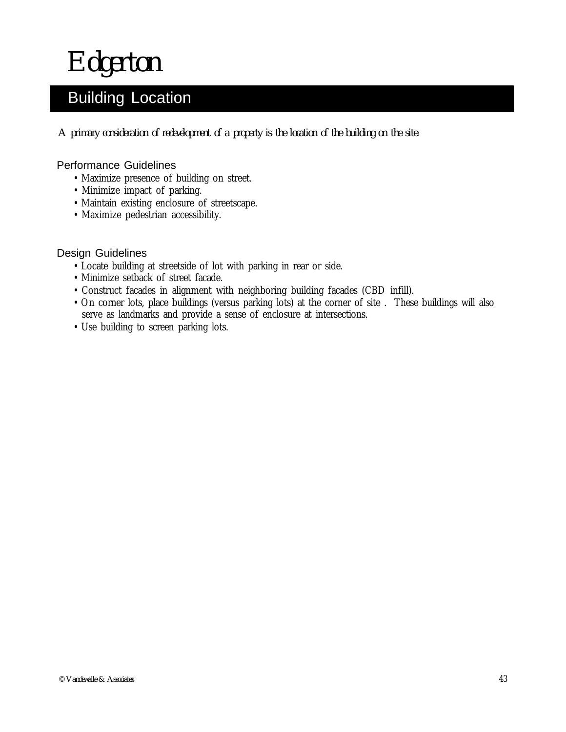# Edgerton

## Building Location

*A primary consideration of redevelopment of a property is the location of the building on the site.*

### Performance Guidelines

- Maximize presence of building on street.
- Minimize impact of parking.
- Maintain existing enclosure of streetscape.
- Maximize pedestrian accessibility.

### Design Guidelines

- Locate building at streetside of lot with parking in rear or side.
- Minimize setback of street facade.
- Construct facades in alignment with neighboring building facades (CBD infill).
- On corner lots, place buildings (versus parking lots) at the corner of site . These buildings will also serve as landmarks and provide a sense of enclosure at intersections.
- Use building to screen parking lots.

© Vandewalle & Associates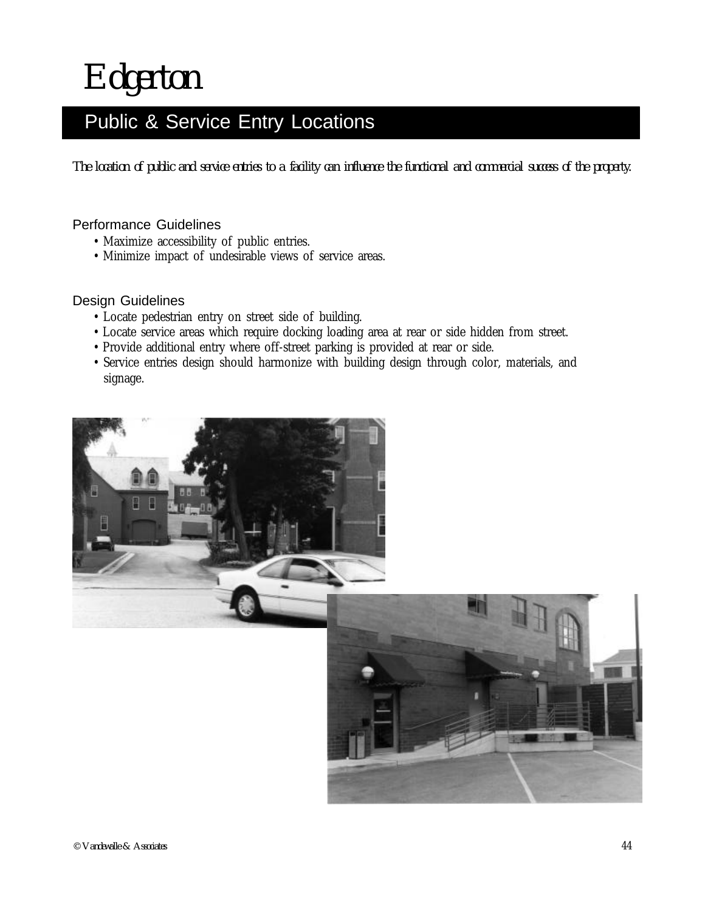# Edgerton

## Public & Service Entry Locations

*The location of public and service entries to a facility can influence the functional and commercial success of the property.*

### Performance Guidelines

- Maximize accessibility of public entries.
- Minimize impact of undesirable views of service areas.

### Design Guidelines

- Locate pedestrian entry on street side of building.
- Locate service areas which require docking loading area at rear or side hidden from street.
- Provide additional entry where off-street parking is provided at rear or side.
- Service entries design should harmonize with building design through color, materials, and signage.

© Vandewalle & Associates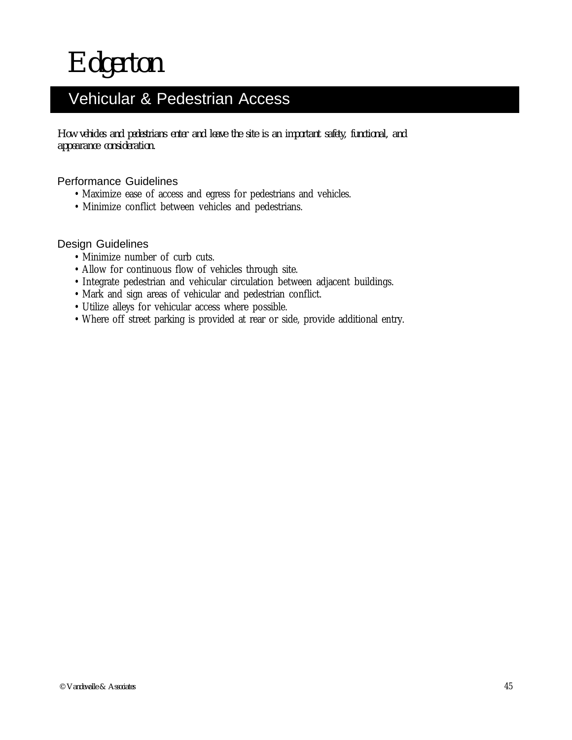# Edgerton

## Vehicular & Pedestrian Access

*How vehicles and pedestrians enter and leave the site is an important safety, functional, and appearance consideration.*

### Performance Guidelines

- Maximize ease of access and egress for pedestrians and vehicles.
- Minimize conflict between vehicles and pedestrians.

### Design Guidelines

- Minimize number of curb cuts.
- Allow for continuous flow of vehicles through site.
- Integrate pedestrian and vehicular circulation between adjacent buildings.
- Mark and sign areas of vehicular and pedestrian conflict.
- Utilize alleys for vehicular access where possible.
- Where off street parking is provided at rear or side, provide additional entry.

© Vandewalle & Associates